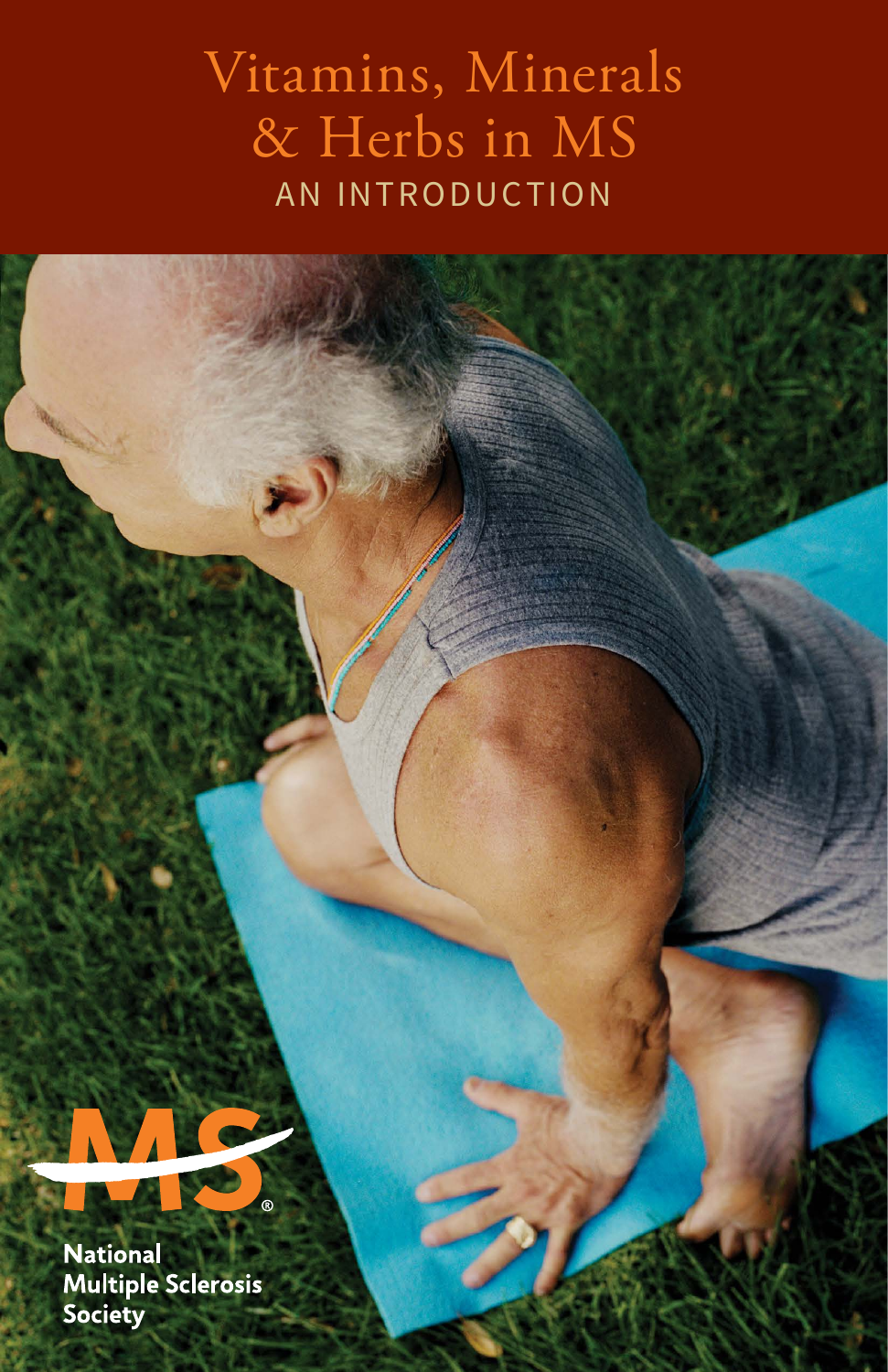# Vitamins, Minerals & Herbs in MS

## AN INTRODUCTION

National Multiple Sclerosis Society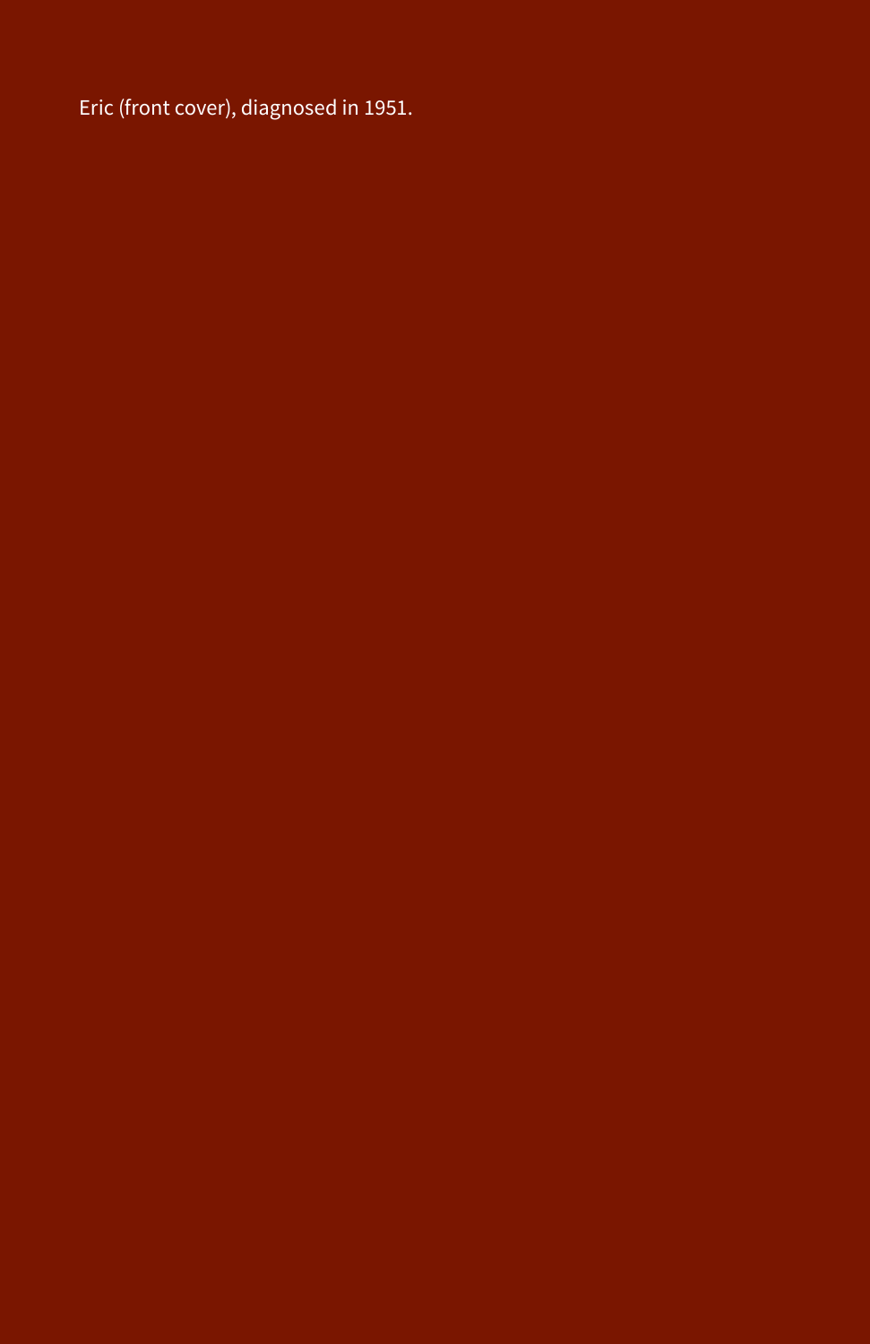Eric (front cover), diagnosed in 1951.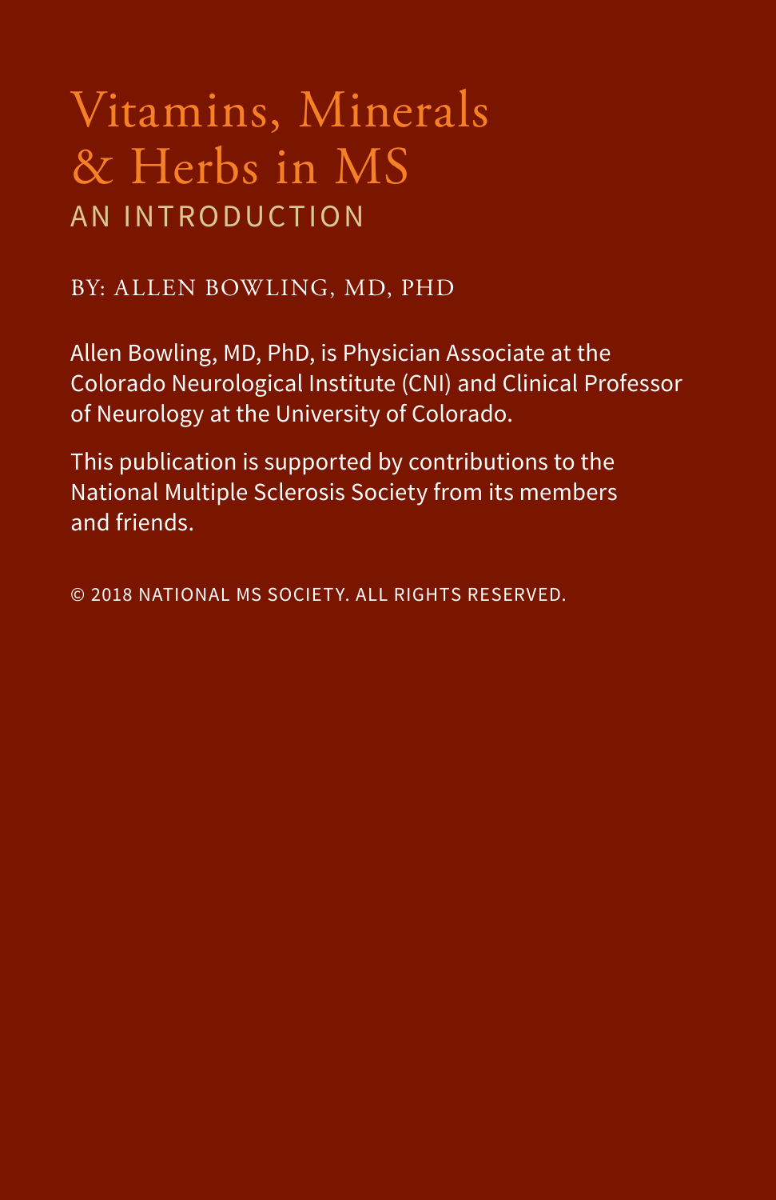# Vitamins, Minerals & Herbs in MS

## AN INTRODUCTION

BY: ALLEN BOWLING, MD, PHD

Allen Bowling, MD, PhD, is Physician Associate at the Colorado Neurological Institute (CNI) and Clinical Professor of Neurology at the University of Colorado.

This publication is supported by contributions to the National Multiple Sclerosis Society from its members and friends.

© 2018 NATIONAL MS SOCIETY. ALL RIGHTS RESERVED.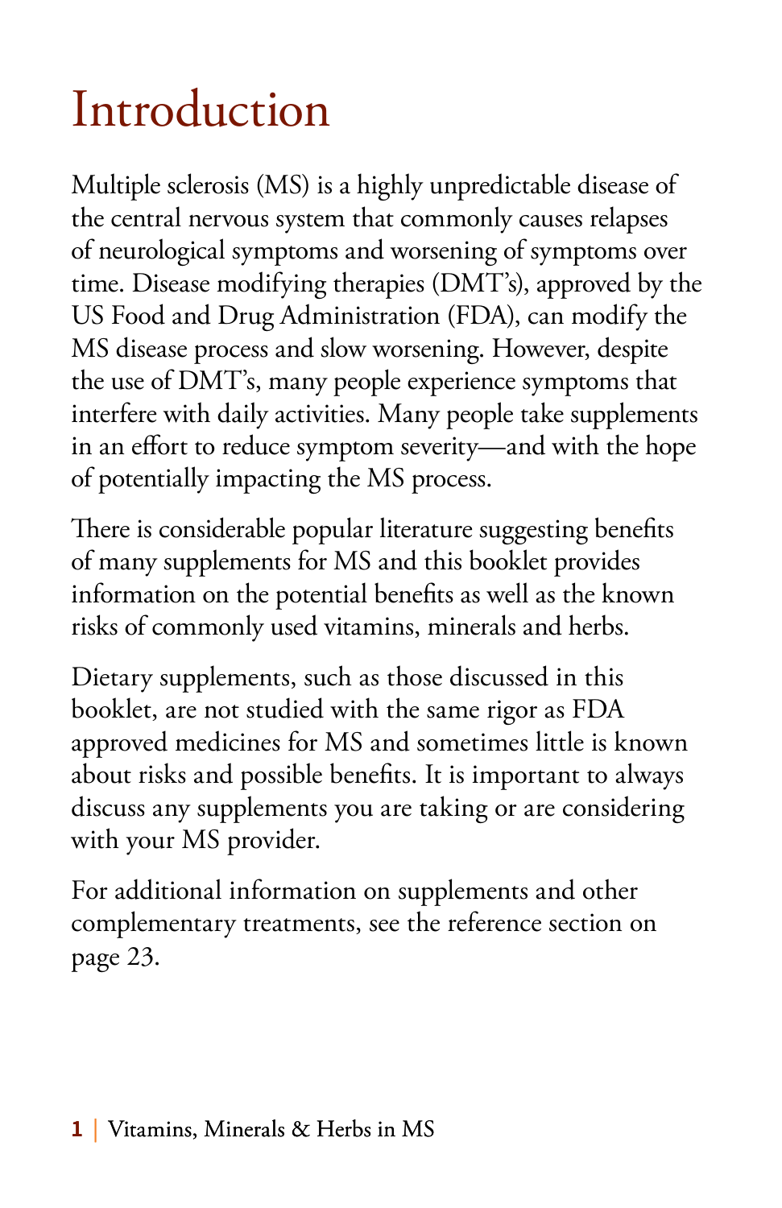# Introduction

Multiple sclerosis (MS) is a highly unpredictable disease of the central nervous system that commonly causes relapses of neurological symptoms and worsening of symptoms over time. Disease modifying therapies (DMT's), approved by the US Food and Drug Administration (FDA), can modify the MS disease process and slow worsening. However, despite the use of DMT's, many people experience symptoms that interfere with daily activities. Many people take supplements in an effort to reduce symptom severity—and with the hope of potentially impacting the MS process.

There is considerable popular literature suggesting benefits of many supplements for MS and this booklet provides information on the potential benefits as well as the known risks of commonly used vitamins, minerals and herbs.

Dietary supplements, such as those discussed in this booklet, are not studied with the same rigor as FDA approved medicines for MS and sometimes little is known about risks and possible benefits. It is important to always discuss any supplements you are taking or are considering with your MS provider.

For additional information on supplements and other complementary treatments, see the reference section on page 23.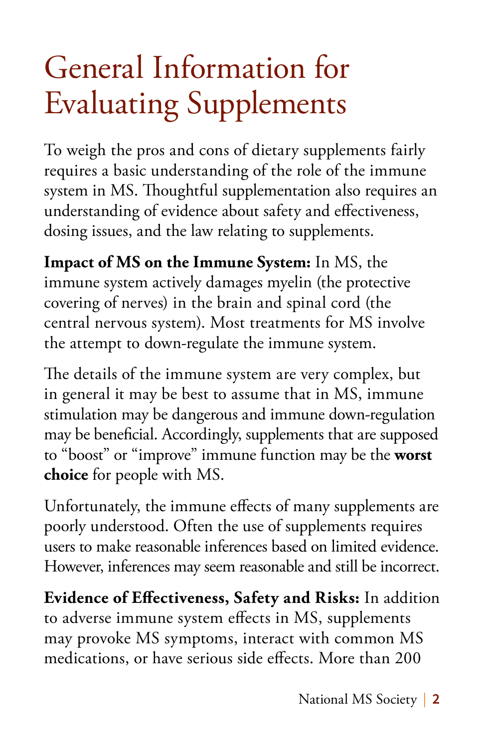# General Information for Evaluating Supplements

To weigh the pros and cons of dietary supplements fairly requires a basic understanding of the role of the immune system in MS. Thoughtful supplementation also requires an understanding of evidence about safety and effectiveness, dosing issues, and the law relating to supplements.

**Impact of MS on the Immune System:** In MS, the immune system actively damages myelin (the protective covering of nerves) in the brain and spinal cord (the central nervous system). Most treatments for MS involve the attempt to down-regulate the immune system.

The details of the immune system are very complex, but in general it may be best to assume that in MS, immune stimulation may be dangerous and immune down-regulation may be beneficial. Accordingly, supplements that are supposed to "boost" or "improve" immune function may be the **worst choice** for people with MS.

Unfortunately, the immune effects of many supplements are poorly understood. Often the use of supplements requires users to make reasonable inferences based on limited evidence. However, inferences may seem reasonable and still be incorrect.

**Evidence of Effectiveness, Safety and Risks:** In addition to adverse immune system effects in MS, supplements may provoke MS symptoms, interact with common MS medications, or have serious side effects. More than 200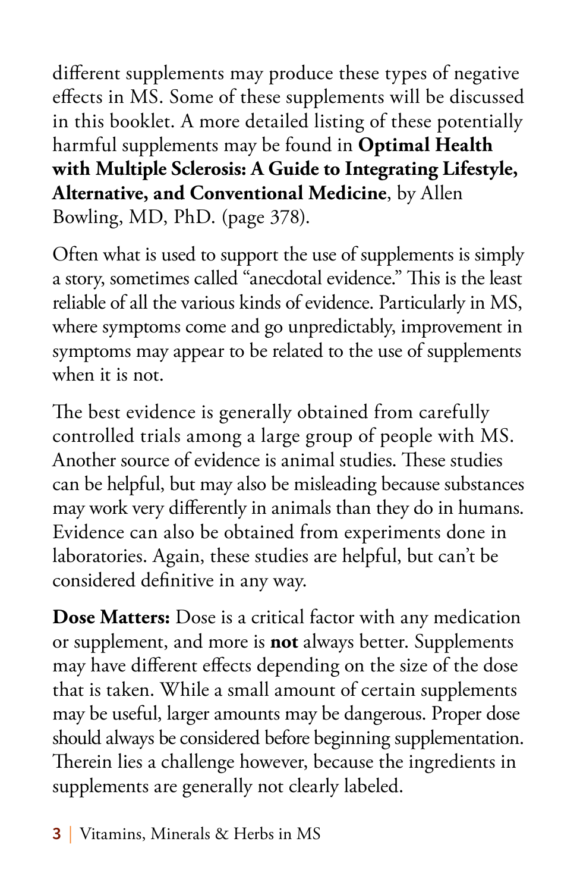different supplements may produce these types of negative effects in MS. Some of these supplements will be discussed in this booklet. A more detailed listing of these potentially harmful supplements may be found in **Optimal Health with Multiple Sclerosis: A Guide to Integrating Lifestyle, Alternative, and Conventional Medicine**, by Allen Bowling, MD, PhD. (page 378).

Often what is used to support the use of supplements is simply a story, sometimes called "anecdotal evidence." This is the least reliable of all the various kinds of evidence. Particularly in MS, where symptoms come and go unpredictably, improvement in symptoms may appear to be related to the use of supplements when it is not.

The best evidence is generally obtained from carefully controlled trials among a large group of people with MS. Another source of evidence is animal studies. These studies can be helpful, but may also be misleading because substances may work very differently in animals than they do in humans. Evidence can also be obtained from experiments done in laboratories. Again, these studies are helpful, but can't be considered definitive in any way.

**Dose Matters:** Dose is a critical factor with any medication or supplement, and more is **not** always better. Supplements may have different effects depending on the size of the dose that is taken. While a small amount of certain supplements may be useful, larger amounts may be dangerous. Proper dose should always be considered before beginning supplementation. Therein lies a challenge however, because the ingredients in supplements are generally not clearly labeled.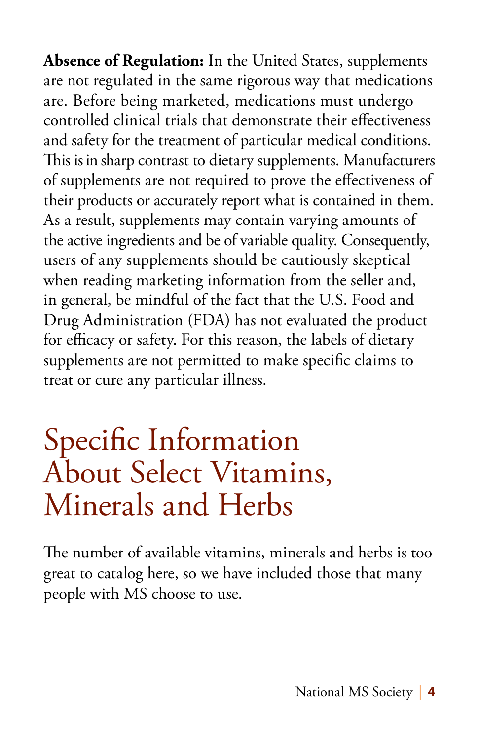**Absence of Regulation:** In the United States, supplements are not regulated in the same rigorous way that medications are. Before being marketed, medications must undergo controlled clinical trials that demonstrate their effectiveness and safety for the treatment of particular medical conditions. This is in sharp contrast to dietary supplements. Manufacturers of supplements are not required to prove the effectiveness of their products or accurately report what is contained in them. As a result, supplements may contain varying amounts of the active ingredients and be of variable quality. Consequently, users of any supplements should be cautiously skeptical when reading marketing information from the seller and, in general, be mindful of the fact that the U.S. Food and Drug Administration (FDA) has not evaluated the product for efficacy or safety. For this reason, the labels of dietary supplements are not permitted to make specific claims to treat or cure any particular illness.

# Specific Information About Select Vitamins, Minerals and Herbs

The number of available vitamins, minerals and herbs is too great to catalog here, so we have included those that many people with MS choose to use.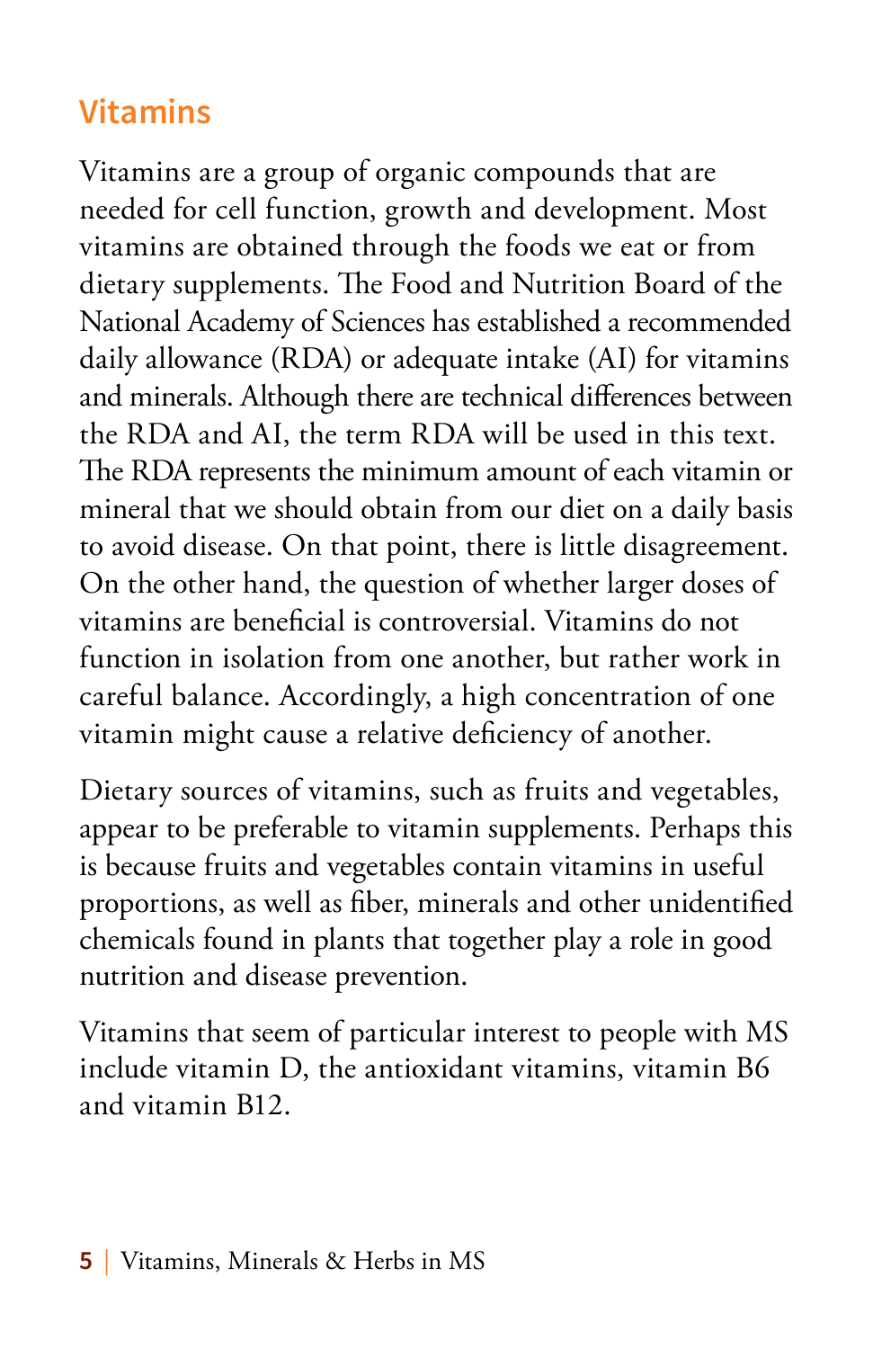## Vitamins

Vitamins are a group of organic compounds that are needed for cell function, growth and development. Most vitamins are obtained through the foods we eat or from dietary supplements. The Food and Nutrition Board of the National Academy of Sciences has established a recommended daily allowance (RDA) or adequate intake (AI) for vitamins and minerals. Although there are technical differences between the RDA and AI, the term RDA will be used in this text. The RDA represents the minimum amount of each vitamin or mineral that we should obtain from our diet on a daily basis to avoid disease. On that point, there is little disagreement. On the other hand, the question of whether larger doses of vitamins are beneficial is controversial. Vitamins do not function in isolation from one another, but rather work in careful balance. Accordingly, a high concentration of one vitamin might cause a relative deficiency of another.

Dietary sources of vitamins, such as fruits and vegetables, appear to be preferable to vitamin supplements. Perhaps this is because fruits and vegetables contain vitamins in useful proportions, as well as fiber, minerals and other unidentified chemicals found in plants that together play a role in good nutrition and disease prevention.

Vitamins that seem of particular interest to people with MS include vitamin D, the antioxidant vitamins, vitamin B6 and vitamin B12.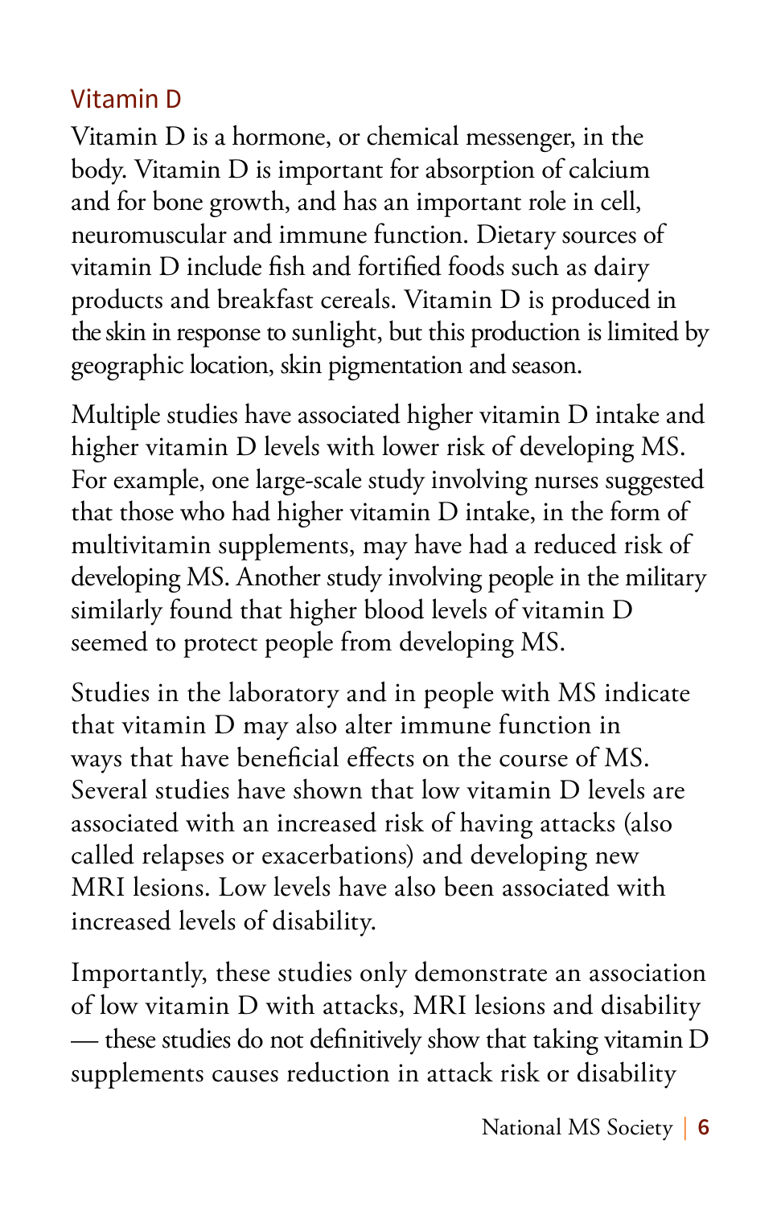## Vitamin D

Vitamin D is a hormone, or chemical messenger, in the body. Vitamin D is important for absorption of calcium and for bone growth, and has an important role in cell, neuromuscular and immune function. Dietary sources of vitamin D include fish and fortified foods such as dairy products and breakfast cereals. Vitamin D is produced in the skin in response to sunlight, but this production is limited by geographic location, skin pigmentation and season.

Multiple studies have associated higher vitamin D intake and higher vitamin D levels with lower risk of developing MS. For example, one large-scale study involving nurses suggested that those who had higher vitamin D intake, in the form of multivitamin supplements, may have had a reduced risk of developing MS. Another study involving people in the military similarly found that higher blood levels of vitamin D seemed to protect people from developing MS.

Studies in the laboratory and in people with MS indicate that vitamin D may also alter immune function in ways that have beneficial effects on the course of MS. Several studies have shown that low vitamin D levels are associated with an increased risk of having attacks (also called relapses or exacerbations) and developing new MRI lesions. Low levels have also been associated with increased levels of disability.

Importantly, these studies only demonstrate an association of low vitamin D with attacks, MRI lesions and disability — these studies do not definitively show that taking vitamin D supplements causes reduction in attack risk or disability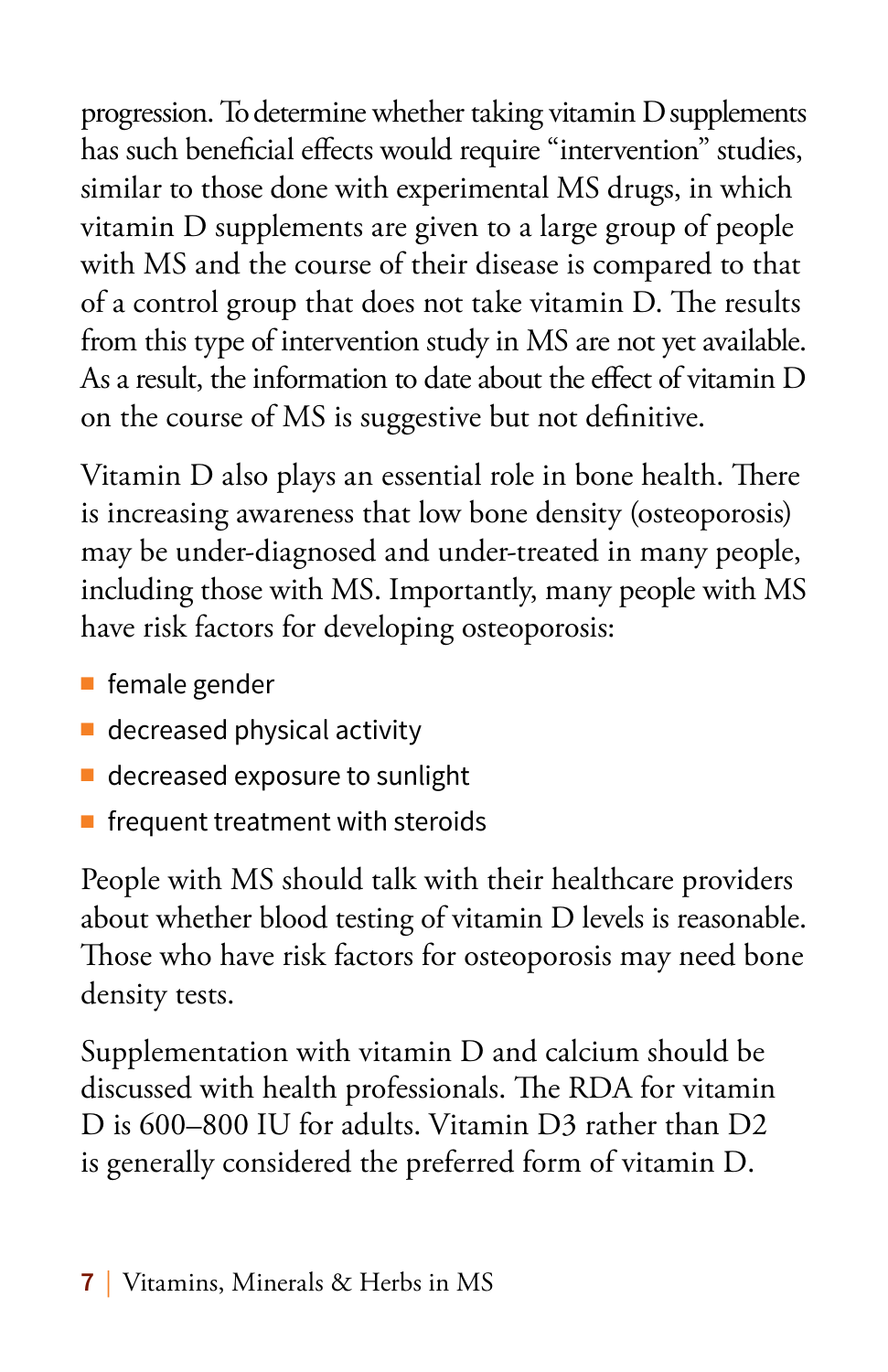progression. To determine whether taking vitamin D supplements has such beneficial effects would require "intervention" studies, similar to those done with experimental MS drugs, in which vitamin D supplements are given to a large group of people with MS and the course of their disease is compared to that of a control group that does not take vitamin D. The results from this type of intervention study in MS are not yet available. As a result, the information to date about the effect of vitamin D on the course of MS is suggestive but not definitive.

Vitamin D also plays an essential role in bone health. There is increasing awareness that low bone density (osteoporosis) may be under-diagnosed and under-treated in many people, including those with MS. Importantly, many people with MS have risk factors for developing osteoporosis:

- female gender
- decreased physical activity
- decreased exposure to sunlight
- frequent treatment with steroids

People with MS should talk with their healthcare providers about whether blood testing of vitamin D levels is reasonable. Those who have risk factors for osteoporosis may need bone density tests.

Supplementation with vitamin D and calcium should be discussed with health professionals. The RDA for vitamin D is 600–800 IU for adults. Vitamin D3 rather than D2 is generally considered the preferred form of vitamin D.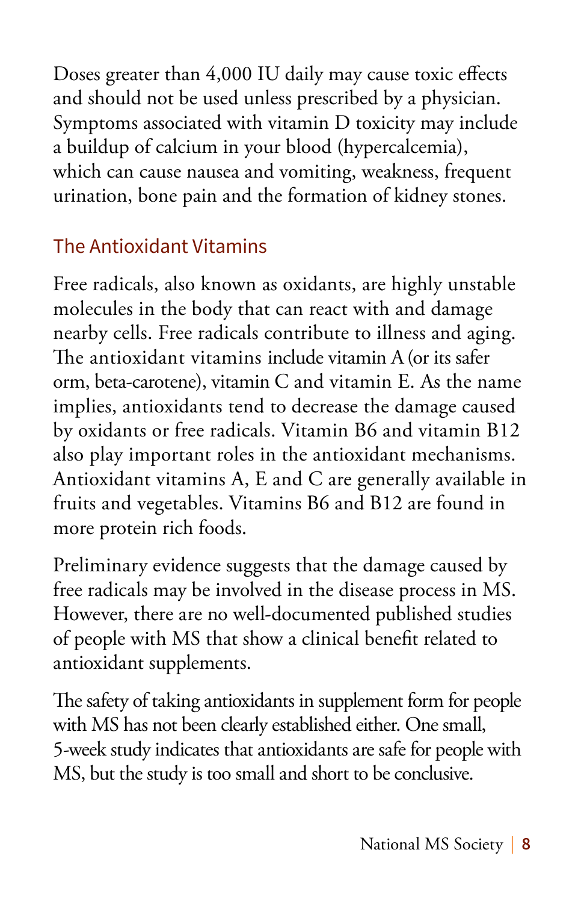Doses greater than 4,000 IU daily may cause toxic effects and should not be used unless prescribed by a physician. Symptoms associated with vitamin D toxicity may include a buildup of calcium in your blood (hypercalcemia), which can cause nausea and vomiting, weakness, frequent urination, bone pain and the formation of kidney stones.

## The Antioxidant Vitamins

Free radicals, also known as oxidants, are highly unstable molecules in the body that can react with and damage nearby cells. Free radicals contribute to illness and aging. The antioxidant vitamins include vitamin A (or its safer orm, beta-carotene), vitamin C and vitamin E. As the name implies, antioxidants tend to decrease the damage caused by oxidants or free radicals. Vitamin B6 and vitamin B12 also play important roles in the antioxidant mechanisms. Antioxidant vitamins A, E and C are generally available in fruits and vegetables. Vitamins B6 and B12 are found in more protein rich foods.

Preliminary evidence suggests that the damage caused by free radicals may be involved in the disease process in MS. However, there are no well-documented published studies of people with MS that show a clinical benefit related to antioxidant supplements.

The safety of taking antioxidants in supplement form for people with MS has not been clearly established either. One small, 5-week study indicates that antioxidants are safe for people with MS, but the study is too small and short to be conclusive.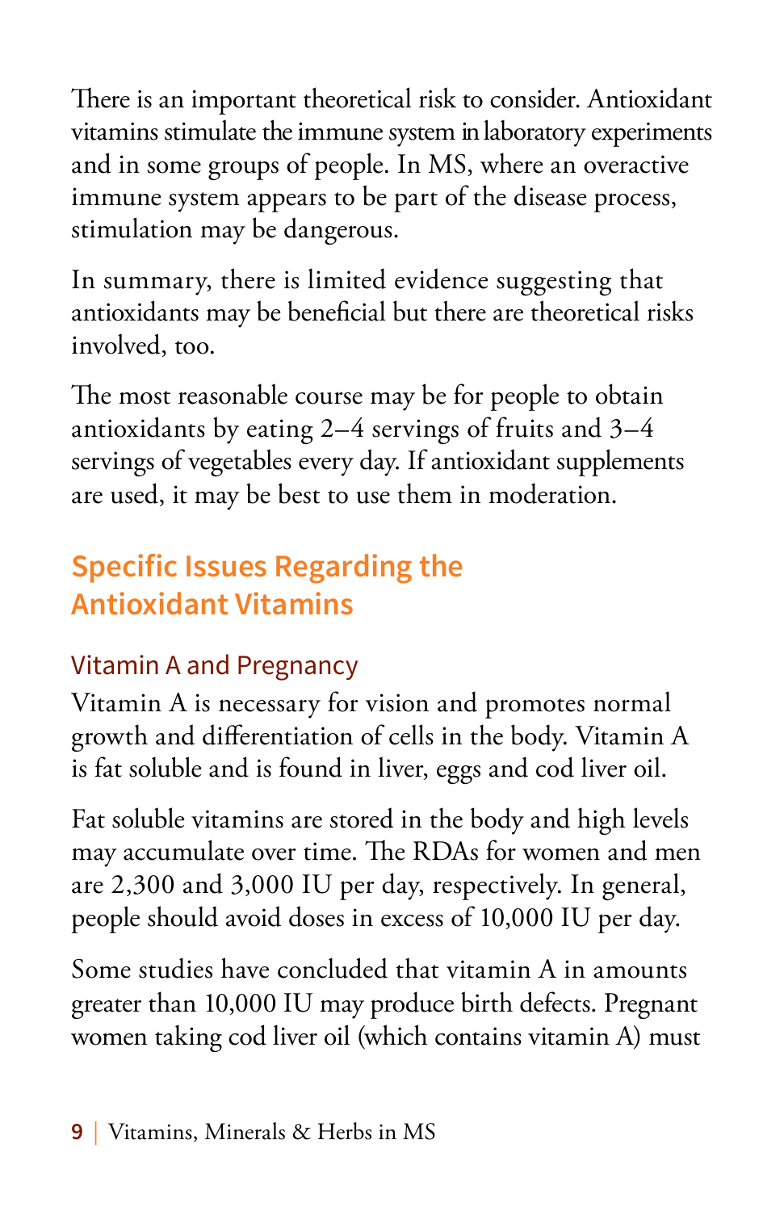There is an important theoretical risk to consider. Antioxidant vitamins stimulate the immune system in laboratory experiments and in some groups of people. In MS, where an overactive immune system appears to be part of the disease process, stimulation may be dangerous.

In summary, there is limited evidence suggesting that antioxidants may be beneficial but there are theoretical risks involved, too.

The most reasonable course may be for people to obtain antioxidants by eating 2–4 servings of fruits and 3–4 servings of vegetables every day. If antioxidant supplements are used, it may be best to use them in moderation.

## Specific Issues Regarding the Antioxidant Vitamins

### Vitamin A and Pregnancy

Vitamin A is necessary for vision and promotes normal growth and differentiation of cells in the body. Vitamin A is fat soluble and is found in liver, eggs and cod liver oil.

Fat soluble vitamins are stored in the body and high levels may accumulate over time. The RDAs for women and men are 2,300 and 3,000 IU per day, respectively. In general, people should avoid doses in excess of 10,000 IU per day.

Some studies have concluded that vitamin A in amounts greater than 10,000 IU may produce birth defects. Pregnant women taking cod liver oil (which contains vitamin A) must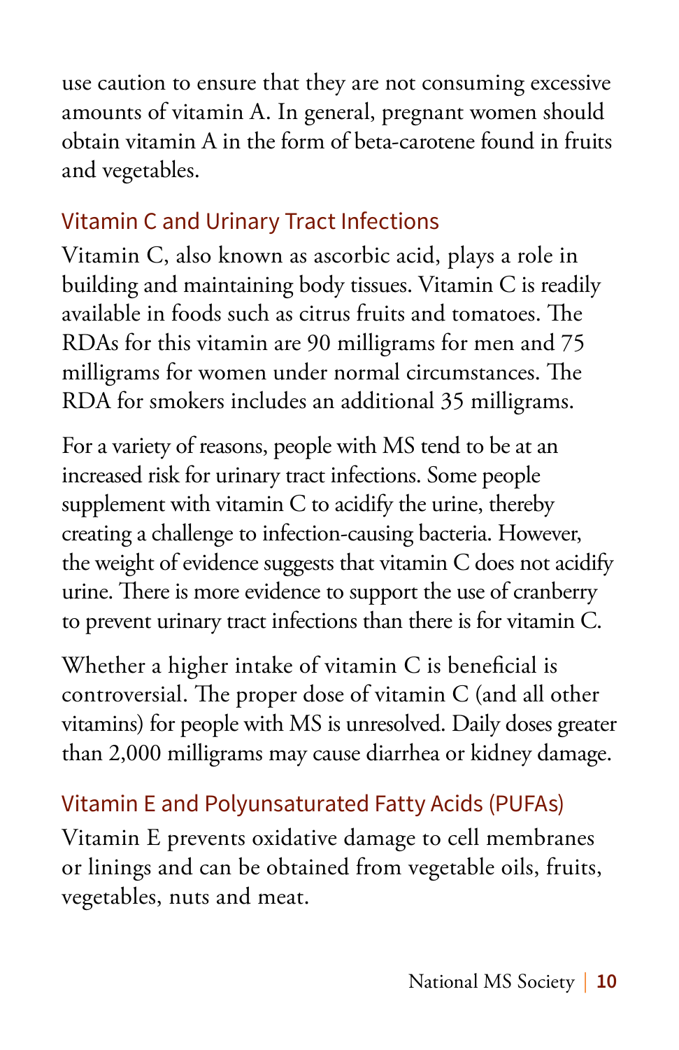use caution to ensure that they are not consuming excessive amounts of vitamin A. In general, pregnant women should obtain vitamin A in the form of beta-carotene found in fruits and vegetables.

## Vitamin C and Urinary Tract Infections

Vitamin C, also known as ascorbic acid, plays a role in building and maintaining body tissues. Vitamin C is readily available in foods such as citrus fruits and tomatoes. The RDAs for this vitamin are 90 milligrams for men and 75 milligrams for women under normal circumstances. The RDA for smokers includes an additional 35 milligrams.

For a variety of reasons, people with MS tend to be at an increased risk for urinary tract infections. Some people supplement with vitamin C to acidify the urine, thereby creating a challenge to infection-causing bacteria. However, the weight of evidence suggests that vitamin C does not acidify urine. There is more evidence to support the use of cranberry to prevent urinary tract infections than there is for vitamin C.

Whether a higher intake of vitamin C is beneficial is controversial. The proper dose of vitamin C (and all other vitamins) for people with MS is unresolved. Daily doses greater than 2,000 milligrams may cause diarrhea or kidney damage.

## Vitamin E and Polyunsaturated Fatty Acids (PUFAs)

Vitamin E prevents oxidative damage to cell membranes or linings and can be obtained from vegetable oils, fruits, vegetables, nuts and meat.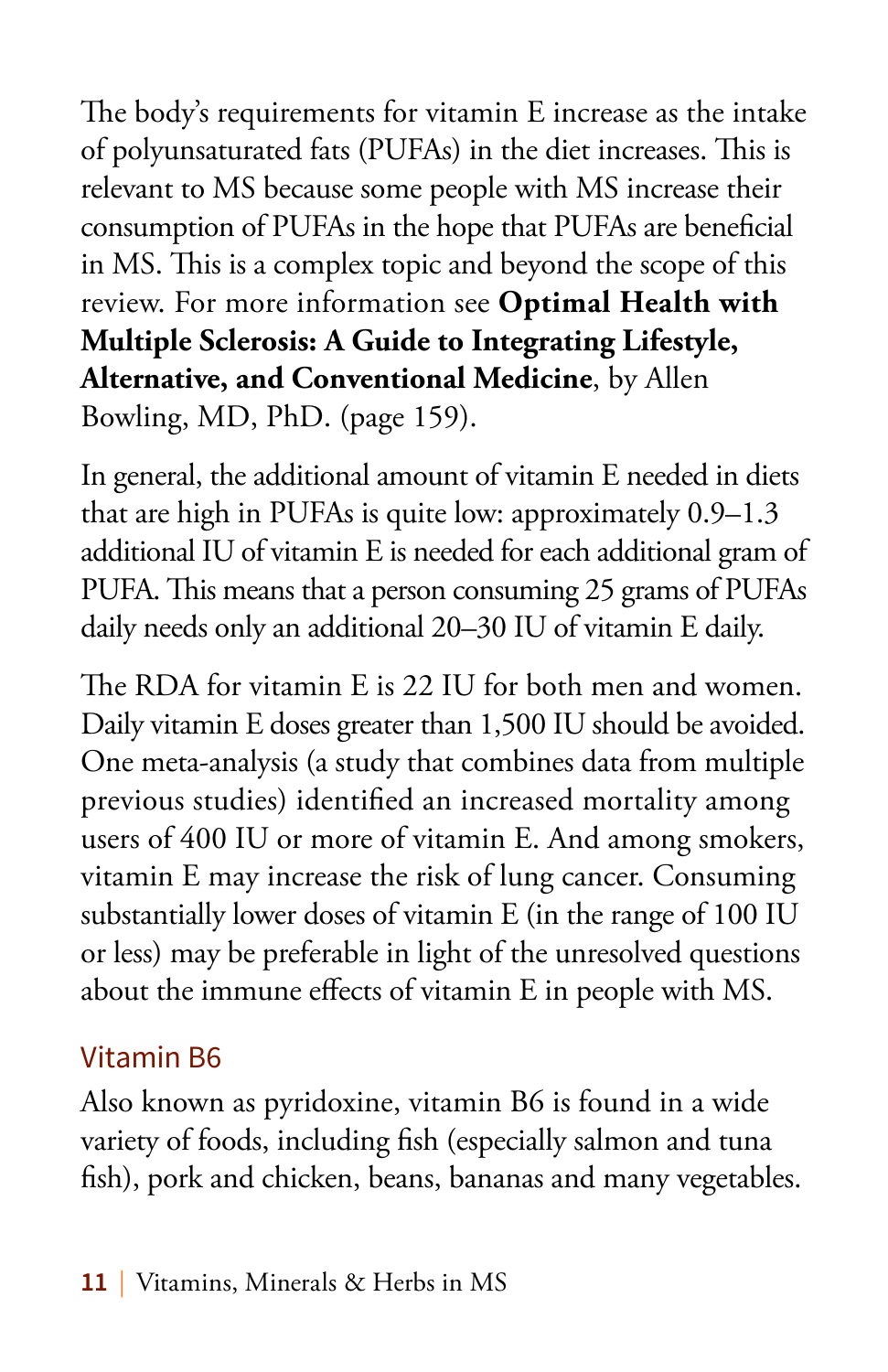The body's requirements for vitamin E increase as the intake of polyunsaturated fats (PUFAs) in the diet increases. This is relevant to MS because some people with MS increase their consumption of PUFAs in the hope that PUFAs are beneficial in MS. This is a complex topic and beyond the scope of this review. For more information see **Optimal Health with Multiple Sclerosis: A Guide to Integrating Lifestyle, Alternative, and Conventional Medicine**, by Allen Bowling, MD, PhD. (page 159).

In general, the additional amount of vitamin E needed in diets that are high in PUFAs is quite low: approximately 0.9–1.3 additional IU of vitamin E is needed for each additional gram of PUFA. This means that a person consuming 25 grams of PUFAs daily needs only an additional 20–30 IU of vitamin E daily.

The RDA for vitamin E is 22 IU for both men and women. Daily vitamin E doses greater than 1,500 IU should be avoided. One meta-analysis (a study that combines data from multiple previous studies) identified an increased mortality among users of 400 IU or more of vitamin E. And among smokers, vitamin E may increase the risk of lung cancer. Consuming substantially lower doses of vitamin E (in the range of 100 IU or less) may be preferable in light of the unresolved questions about the immune effects of vitamin E in people with MS.

### Vitamin B6

Also known as pyridoxine, vitamin B6 is found in a wide variety of foods, including fish (especially salmon and tuna fish), pork and chicken, beans, bananas and many vegetables.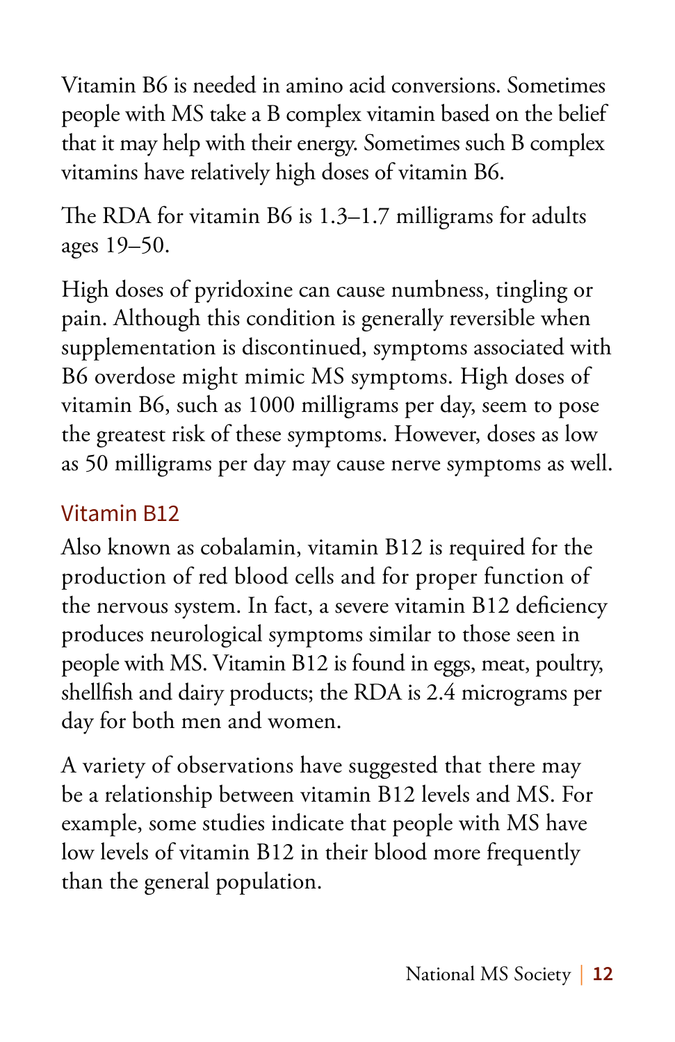Vitamin B6 is needed in amino acid conversions. Sometimes people with MS take a B complex vitamin based on the belief that it may help with their energy. Sometimes such B complex vitamins have relatively high doses of vitamin B6.

The RDA for vitamin B6 is 1.3–1.7 milligrams for adults ages 19–50.

High doses of pyridoxine can cause numbness, tingling or pain. Although this condition is generally reversible when supplementation is discontinued, symptoms associated with B6 overdose might mimic MS symptoms. High doses of vitamin B6, such as 1000 milligrams per day, seem to pose the greatest risk of these symptoms. However, doses as low as 50 milligrams per day may cause nerve symptoms as well.

### Vitamin B12

Also known as cobalamin, vitamin B12 is required for the production of red blood cells and for proper function of the nervous system. In fact, a severe vitamin B12 deficiency produces neurological symptoms similar to those seen in people with MS. Vitamin B12 is found in eggs, meat, poultry, shellfish and dairy products; the RDA is 2.4 micrograms per day for both men and women.

A variety of observations have suggested that there may be a relationship between vitamin B12 levels and MS. For example, some studies indicate that people with MS have low levels of vitamin B12 in their blood more frequently than the general population.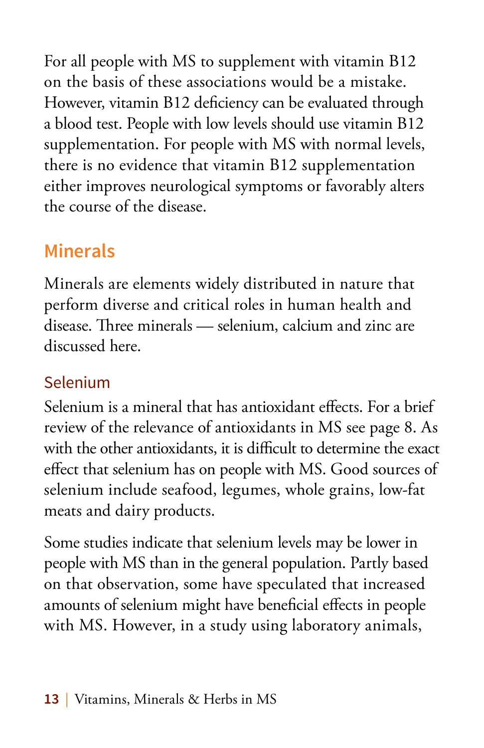For all people with MS to supplement with vitamin B12 on the basis of these associations would be a mistake. However, vitamin B12 deficiency can be evaluated through a blood test. People with low levels should use vitamin B12 supplementation. For people with MS with normal levels, there is no evidence that vitamin B12 supplementation either improves neurological symptoms or favorably alters the course of the disease.

## Minerals

Minerals are elements widely distributed in nature that perform diverse and critical roles in human health and disease. Three minerals — selenium, calcium and zinc are discussed here.

### Selenium

Selenium is a mineral that has antioxidant effects. For a brief review of the relevance of antioxidants in MS see page 8. As with the other antioxidants, it is difficult to determine the exact effect that selenium has on people with MS. Good sources of selenium include seafood, legumes, whole grains, low-fat meats and dairy products.

Some studies indicate that selenium levels may be lower in people with MS than in the general population. Partly based on that observation, some have speculated that increased amounts of selenium might have beneficial effects in people with MS. However, in a study using laboratory animals,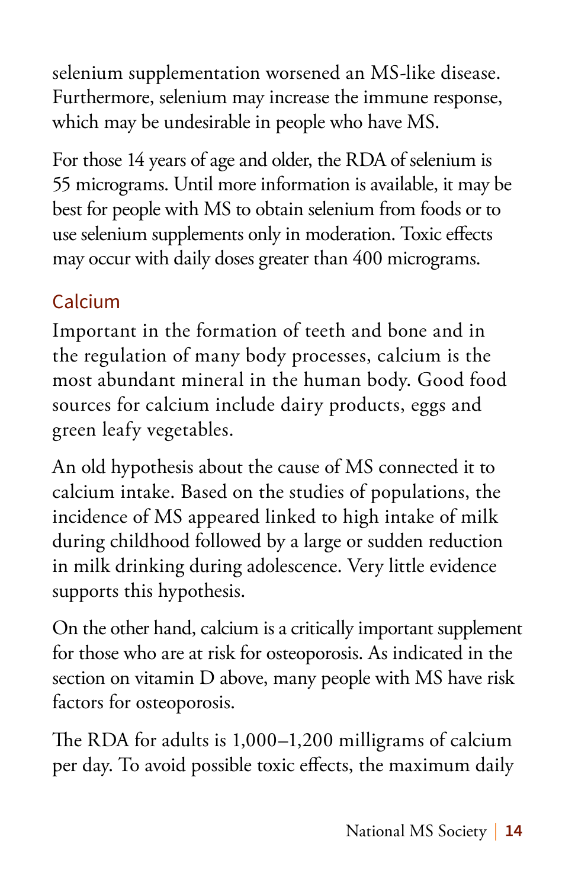selenium supplementation worsened an MS-like disease. Furthermore, selenium may increase the immune response, which may be undesirable in people who have MS.

For those 14 years of age and older, the RDA of selenium is 55 micrograms. Until more information is available, it may be best for people with MS to obtain selenium from foods or to use selenium supplements only in moderation. Toxic effects may occur with daily doses greater than 400 micrograms.

### Calcium

Important in the formation of teeth and bone and in the regulation of many body processes, calcium is the most abundant mineral in the human body. Good food sources for calcium include dairy products, eggs and green leafy vegetables.

An old hypothesis about the cause of MS connected it to calcium intake. Based on the studies of populations, the incidence of MS appeared linked to high intake of milk during childhood followed by a large or sudden reduction in milk drinking during adolescence. Very little evidence supports this hypothesis.

On the other hand, calcium is a critically important supplement for those who are at risk for osteoporosis. As indicated in the section on vitamin D above, many people with MS have risk factors for osteoporosis.

The RDA for adults is 1,000–1,200 milligrams of calcium per day. To avoid possible toxic effects, the maximum daily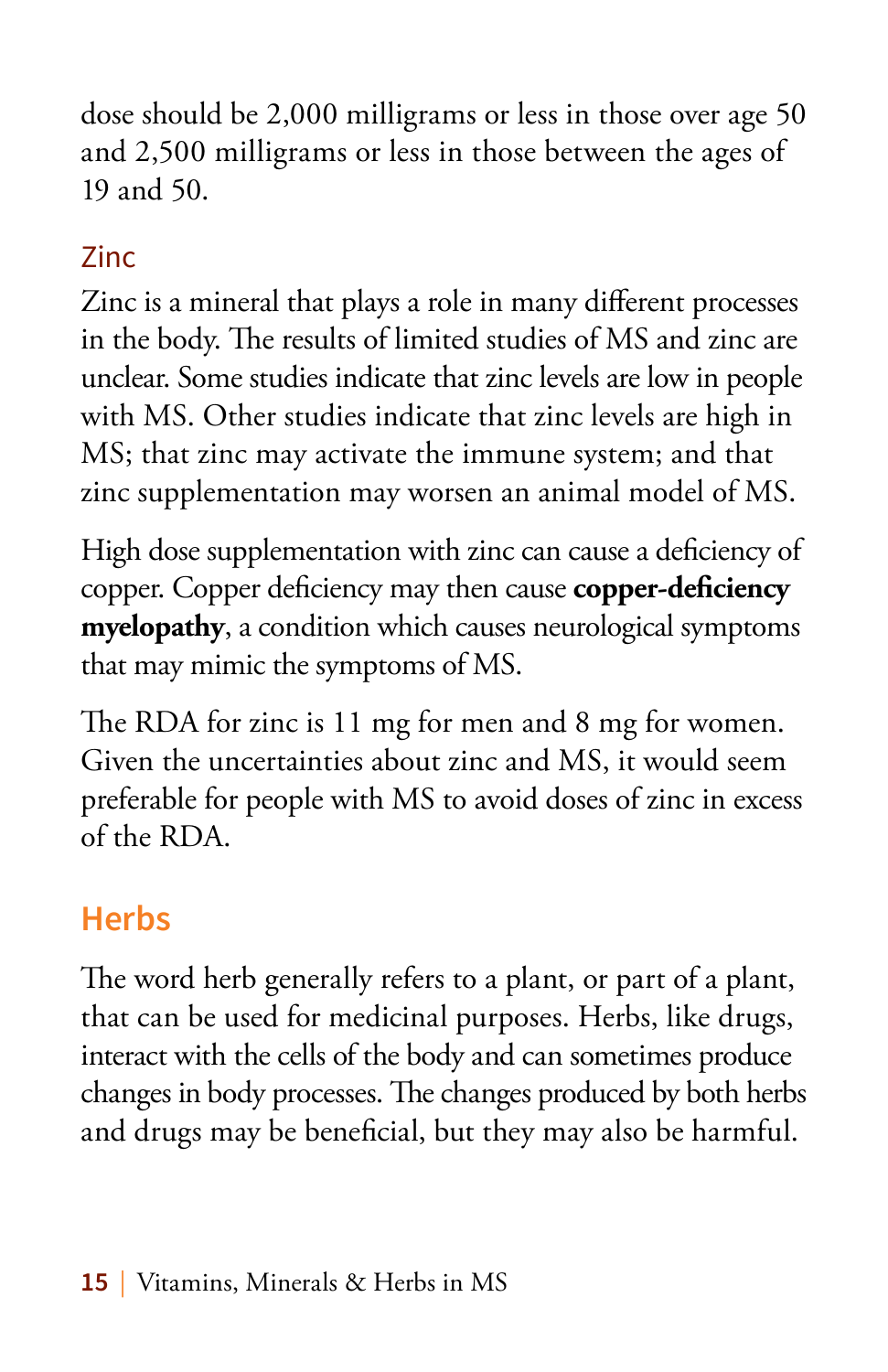dose should be 2,000 milligrams or less in those over age 50 and 2,500 milligrams or less in those between the ages of 19 and 50.

### Zinc

Zinc is a mineral that plays a role in many different processes in the body. The results of limited studies of MS and zinc are unclear. Some studies indicate that zinc levels are low in people with MS. Other studies indicate that zinc levels are high in MS; that zinc may activate the immune system; and that zinc supplementation may worsen an animal model of MS.

High dose supplementation with zinc can cause a deficiency of copper. Copper deficiency may then cause **copper-deficiency myelopathy**, a condition which causes neurological symptoms that may mimic the symptoms of MS.

The RDA for zinc is 11 mg for men and 8 mg for women. Given the uncertainties about zinc and MS, it would seem preferable for people with MS to avoid doses of zinc in excess of the RDA.

## Herbs

The word herb generally refers to a plant, or part of a plant, that can be used for medicinal purposes. Herbs, like drugs, interact with the cells of the body and can sometimes produce changes in body processes. The changes produced by both herbs and drugs may be beneficial, but they may also be harmful.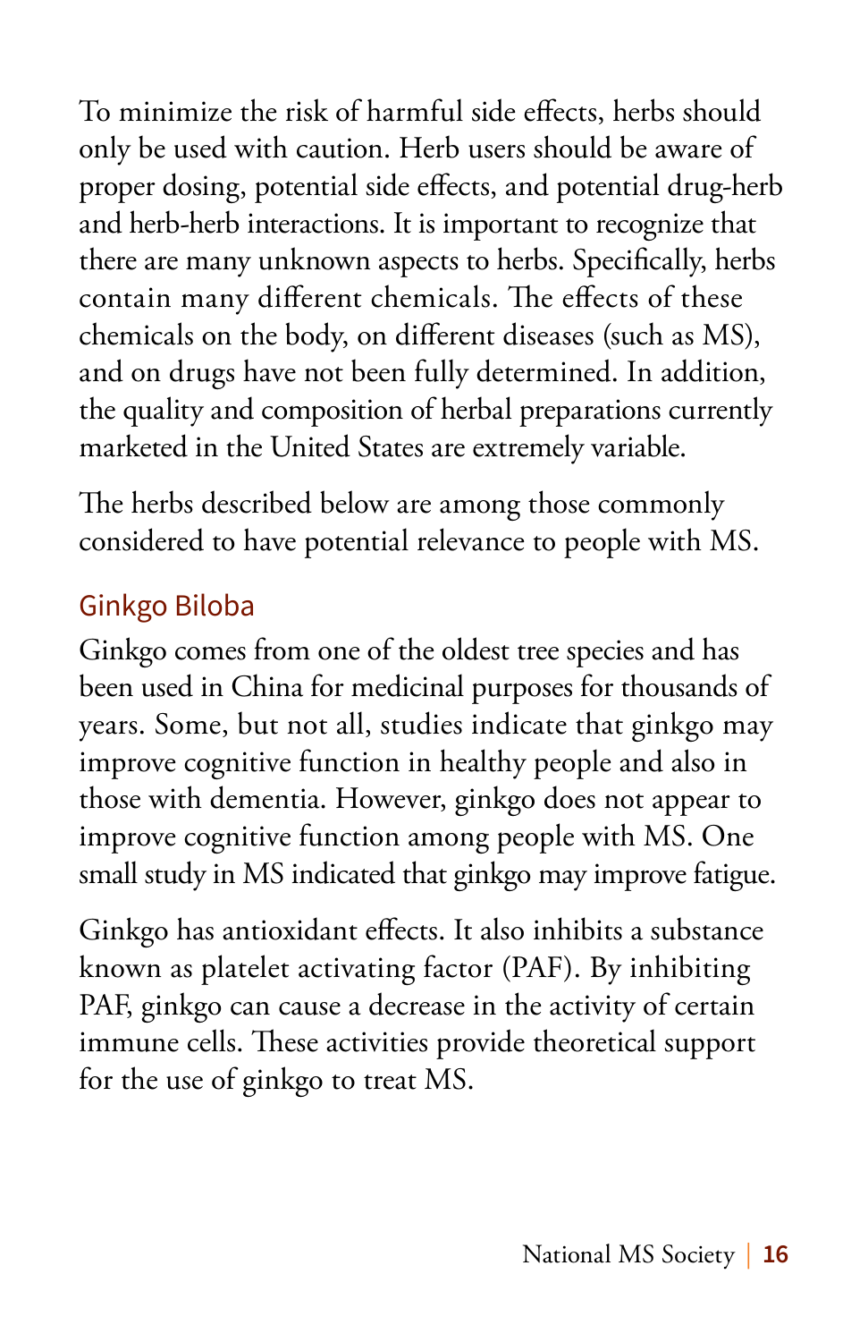To minimize the risk of harmful side effects, herbs should only be used with caution. Herb users should be aware of proper dosing, potential side effects, and potential drug-herb and herb-herb interactions. It is important to recognize that there are many unknown aspects to herbs. Specifically, herbs contain many different chemicals. The effects of these chemicals on the body, on different diseases (such as MS), and on drugs have not been fully determined. In addition, the quality and composition of herbal preparations currently marketed in the United States are extremely variable.

The herbs described below are among those commonly considered to have potential relevance to people with MS.

## Ginkgo Biloba

Ginkgo comes from one of the oldest tree species and has been used in China for medicinal purposes for thousands of years. Some, but not all, studies indicate that ginkgo may improve cognitive function in healthy people and also in those with dementia. However, ginkgo does not appear to improve cognitive function among people with MS. One small study in MS indicated that ginkgo may improve fatigue.

Ginkgo has antioxidant effects. It also inhibits a substance known as platelet activating factor (PAF). By inhibiting PAF, ginkgo can cause a decrease in the activity of certain immune cells. These activities provide theoretical support for the use of ginkgo to treat MS.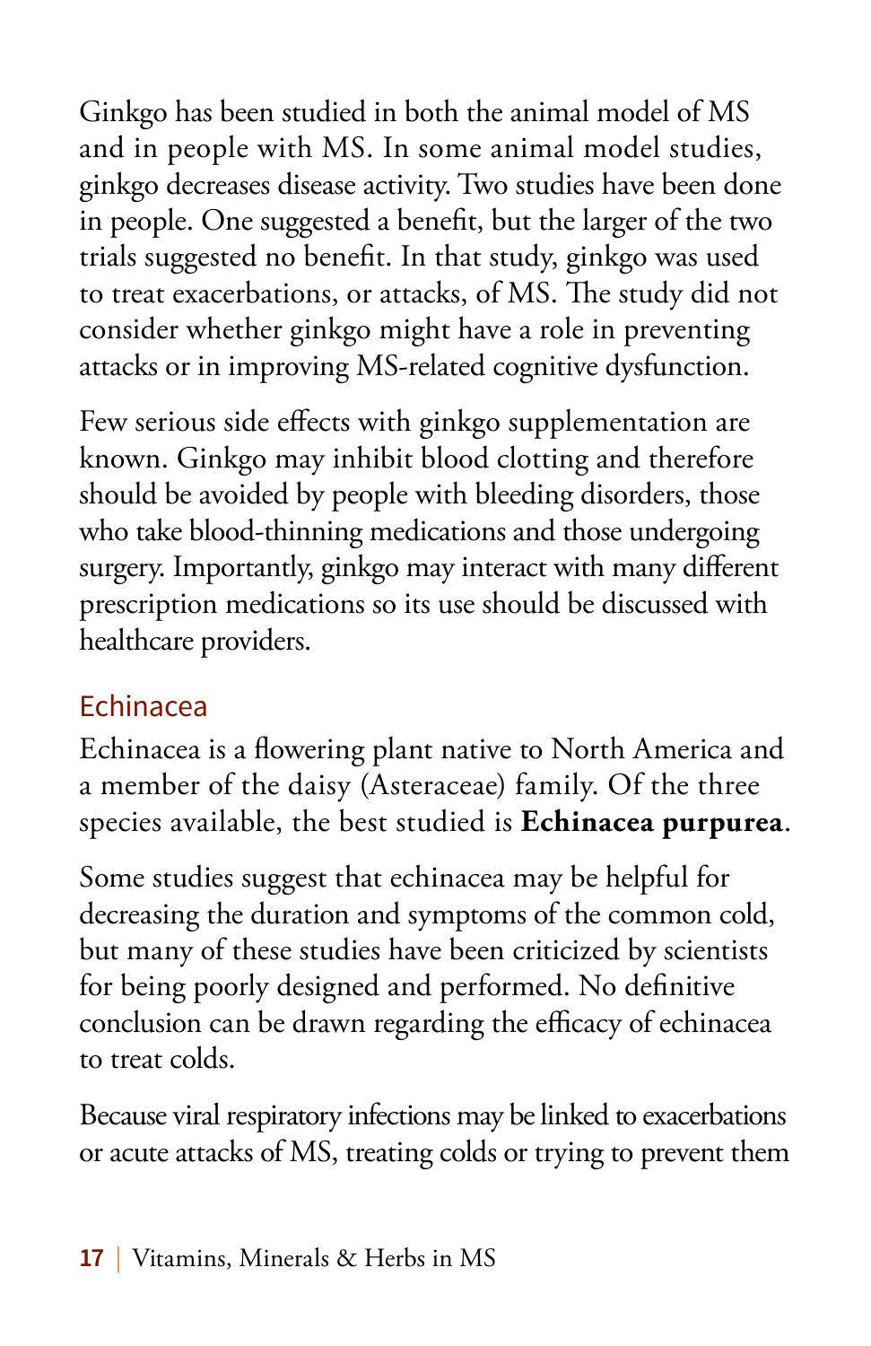Ginkgo has been studied in both the animal model of MS and in people with MS. In some animal model studies, ginkgo decreases disease activity. Two studies have been done in people. One suggested a benefit, but the larger of the two trials suggested no benefit. In that study, ginkgo was used to treat exacerbations, or attacks, of MS. The study did not consider whether ginkgo might have a role in preventing attacks or in improving MS-related cognitive dysfunction.

Few serious side effects with ginkgo supplementation are known. Ginkgo may inhibit blood clotting and therefore should be avoided by people with bleeding disorders, those who take blood-thinning medications and those undergoing surgery. Importantly, ginkgo may interact with many different prescription medications so its use should be discussed with healthcare providers.

## Echinacea

Echinacea is a flowering plant native to North America and a member of the daisy (Asteraceae) family. Of the three species available, the best studied is **Echinacea purpurea**.

Some studies suggest that echinacea may be helpful for decreasing the duration and symptoms of the common cold, but many of these studies have been criticized by scientists for being poorly designed and performed. No definitive conclusion can be drawn regarding the efficacy of echinacea to treat colds.

Because viral respiratory infections may be linked to exacerbations or acute attacks of MS, treating colds or trying to prevent them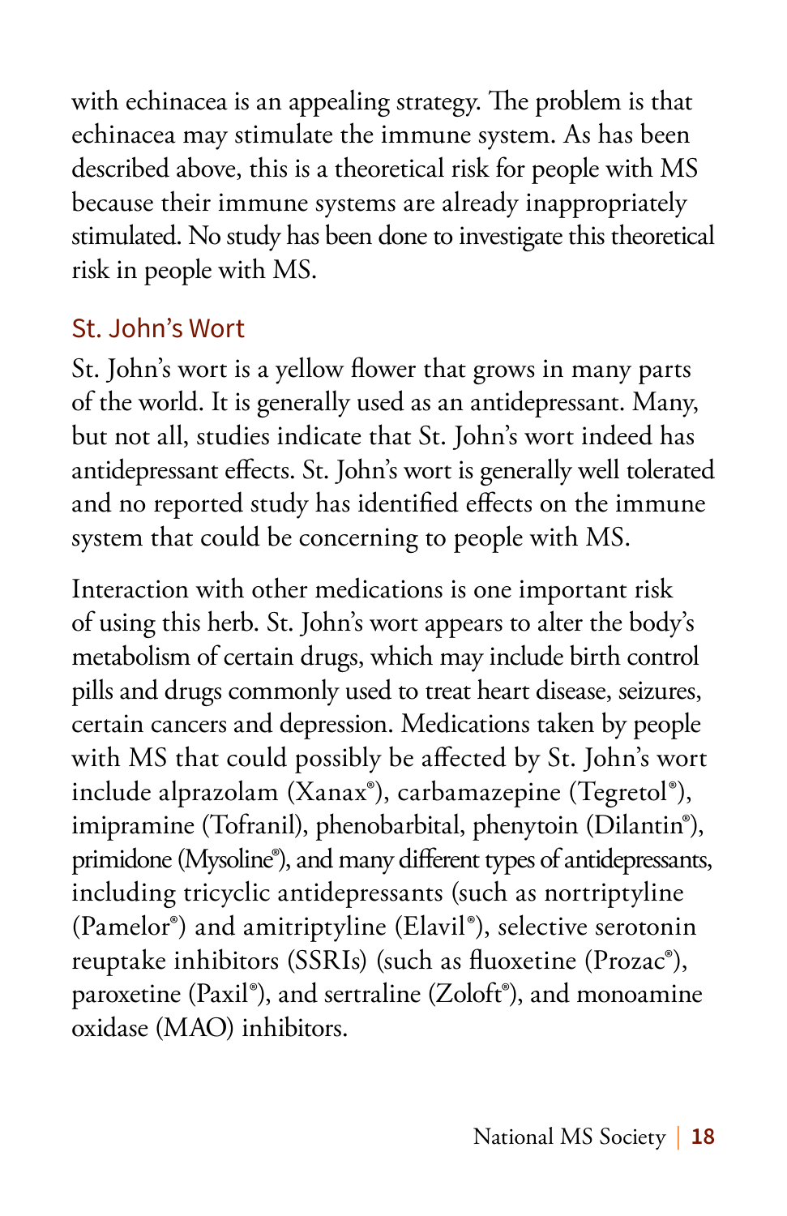with echinacea is an appealing strategy. The problem is that echinacea may stimulate the immune system. As has been described above, this is a theoretical risk for people with MS because their immune systems are already inappropriately stimulated. No study has been done to investigate this theoretical risk in people with MS.

### St. John's Wort

St. John's wort is a yellow flower that grows in many parts of the world. It is generally used as an antidepressant. Many, but not all, studies indicate that St. John's wort indeed has antidepressant effects. St. John's wort is generally well tolerated and no reported study has identified effects on the immune system that could be concerning to people with MS.

Interaction with other medications is one important risk of using this herb. St. John's wort appears to alter the body's metabolism of certain drugs, which may include birth control pills and drugs commonly used to treat heart disease, seizures, certain cancers and depression. Medications taken by people with MS that could possibly be affected by St. John's wort include alprazolam (Xanax®), carbamazepine (Tegretol®), imipramine (Tofranil), phenobarbital, phenytoin (Dilantin®), primidone (Mysoline®), and many different types of antidepressants, including tricyclic antidepressants (such as nortriptyline (Pamelor®) and amitriptyline (Elavil®), selective serotonin reuptake inhibitors (SSRIs) (such as fluoxetine (Prozac®), paroxetine (Paxil®), and sertraline (Zoloft®), and monoamine oxidase (MAO) inhibitors.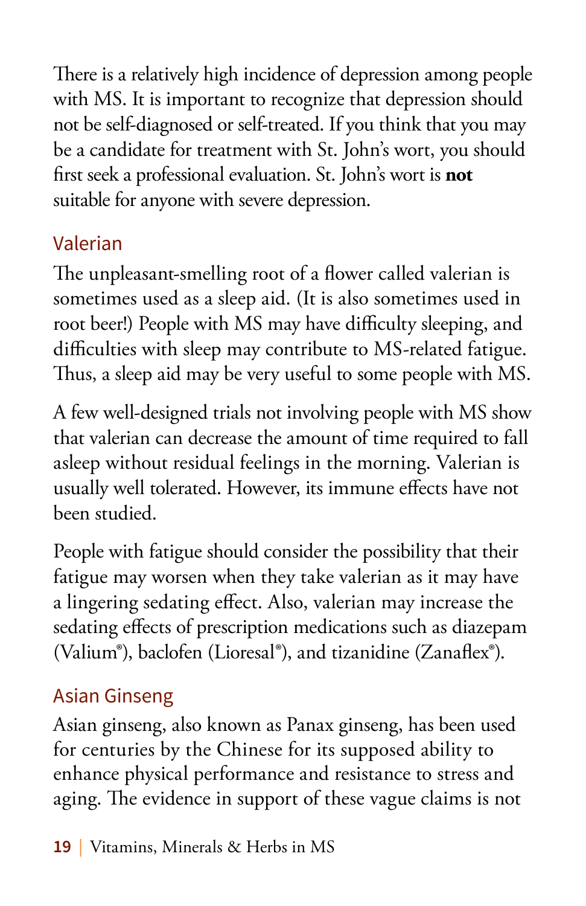There is a relatively high incidence of depression among people with MS. It is important to recognize that depression should not be self-diagnosed or self-treated. If you think that you may be a candidate for treatment with St. John's wort, you should first seek a professional evaluation. St. John's wort is **not** suitable for anyone with severe depression.

## Valerian

The unpleasant-smelling root of a flower called valerian is sometimes used as a sleep aid. (It is also sometimes used in root beer!) People with MS may have difficulty sleeping, and difficulties with sleep may contribute to MS-related fatigue. Thus, a sleep aid may be very useful to some people with MS.

A few well-designed trials not involving people with MS show that valerian can decrease the amount of time required to fall asleep without residual feelings in the morning. Valerian is usually well tolerated. However, its immune effects have not been studied.

People with fatigue should consider the possibility that their fatigue may worsen when they take valerian as it may have a lingering sedating effect. Also, valerian may increase the sedating effects of prescription medications such as diazepam (Valium®), baclofen (Lioresal®), and tizanidine (Zanaflex®).

## Asian Ginseng

Asian ginseng, also known as Panax ginseng, has been used for centuries by the Chinese for its supposed ability to enhance physical performance and resistance to stress and aging. The evidence in support of these vague claims is not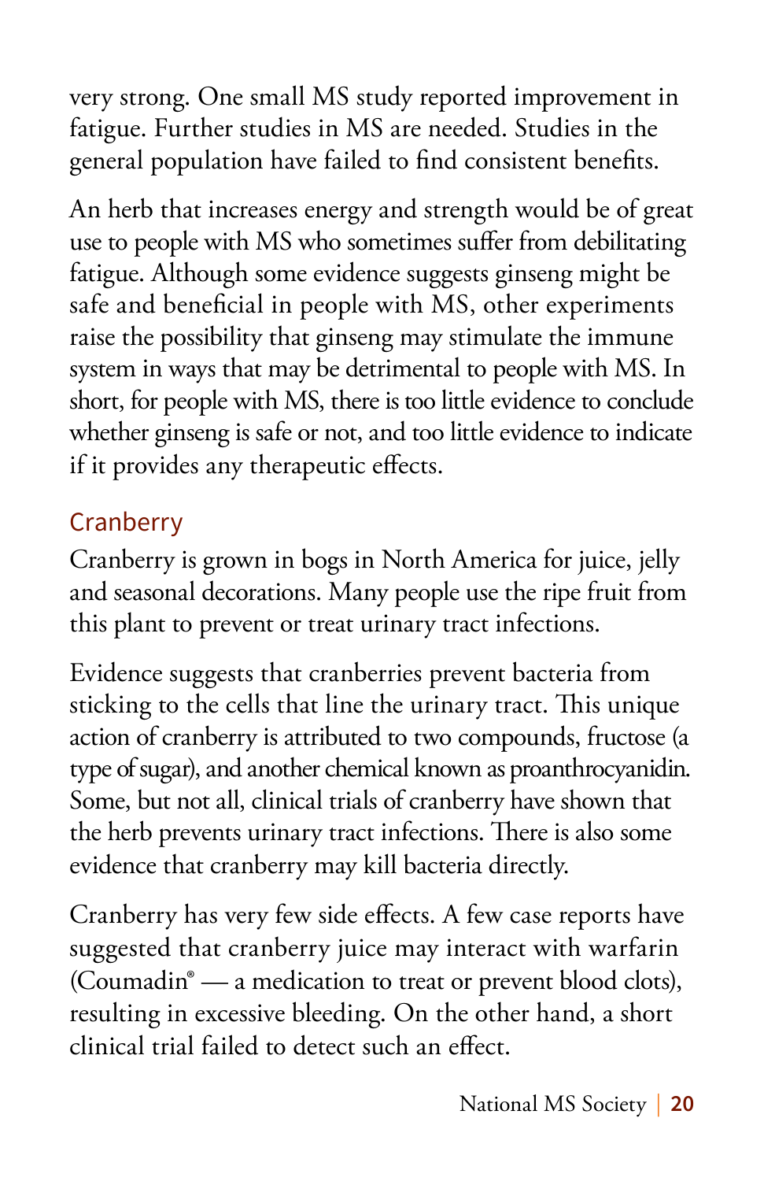very strong. One small MS study reported improvement in fatigue. Further studies in MS are needed. Studies in the general population have failed to find consistent benefits.

An herb that increases energy and strength would be of great use to people with MS who sometimes suffer from debilitating fatigue. Although some evidence suggests ginseng might be safe and beneficial in people with MS, other experiments raise the possibility that ginseng may stimulate the immune system in ways that may be detrimental to people with MS. In short, for people with MS, there is too little evidence to conclude whether ginseng is safe or not, and too little evidence to indicate if it provides any therapeutic effects.

## Cranberry

Cranberry is grown in bogs in North America for juice, jelly and seasonal decorations. Many people use the ripe fruit from this plant to prevent or treat urinary tract infections.

Evidence suggests that cranberries prevent bacteria from sticking to the cells that line the urinary tract. This unique action of cranberry is attributed to two compounds, fructose (a type of sugar), and another chemical known as proanthrocyanidin. Some, but not all, clinical trials of cranberry have shown that the herb prevents urinary tract infections. There is also some evidence that cranberry may kill bacteria directly.

Cranberry has very few side effects. A few case reports have suggested that cranberry juice may interact with warfarin (Coumadin® — a medication to treat or prevent blood clots), resulting in excessive bleeding. On the other hand, a short clinical trial failed to detect such an effect.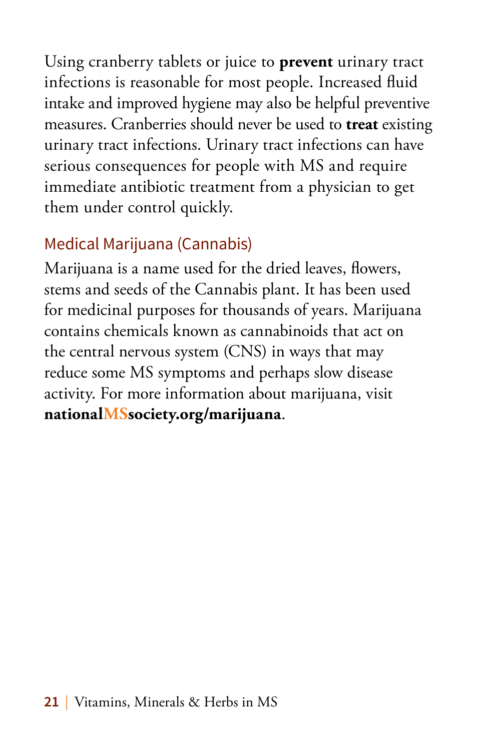Using cranberry tablets or juice to **prevent** urinary tract infections is reasonable for most people. Increased fluid intake and improved hygiene may also be helpful preventive measures. Cranberries should never be used to **treat** existing urinary tract infections. Urinary tract infections can have serious consequences for people with MS and require immediate antibiotic treatment from a physician to get them under control quickly.

### Medical Marijuana (Cannabis)

Marijuana is a name used for the dried leaves, flowers, stems and seeds of the Cannabis plant. It has been used for medicinal purposes for thousands of years. Marijuana contains chemicals known as cannabinoids that act on the central nervous system (CNS) in ways that may reduce some MS symptoms and perhaps slow disease activity. For more information about marijuana, visit **nationalMSsociety.org/marijuana**.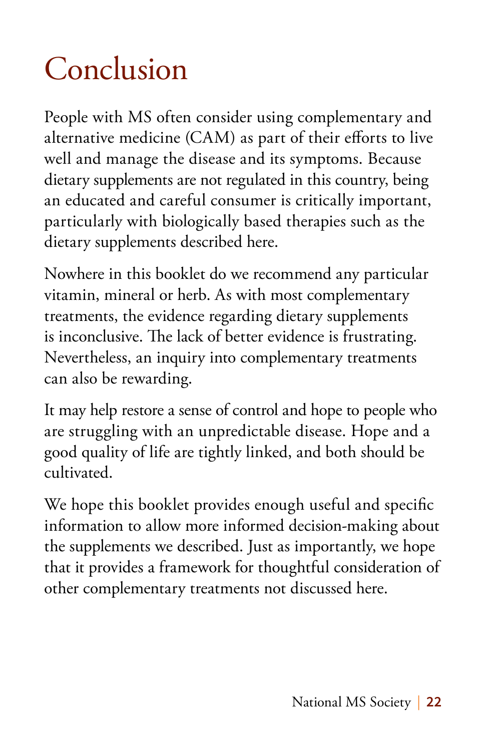# Conclusion

People with MS often consider using complementary and alternative medicine (CAM) as part of their efforts to live well and manage the disease and its symptoms. Because dietary supplements are not regulated in this country, being an educated and careful consumer is critically important, particularly with biologically based therapies such as the dietary supplements described here.

Nowhere in this booklet do we recommend any particular vitamin, mineral or herb. As with most complementary treatments, the evidence regarding dietary supplements is inconclusive. The lack of better evidence is frustrating. Nevertheless, an inquiry into complementary treatments can also be rewarding.

It may help restore a sense of control and hope to people who are struggling with an unpredictable disease. Hope and a good quality of life are tightly linked, and both should be cultivated.

We hope this booklet provides enough useful and specific information to allow more informed decision-making about the supplements we described. Just as importantly, we hope that it provides a framework for thoughtful consideration of other complementary treatments not discussed here.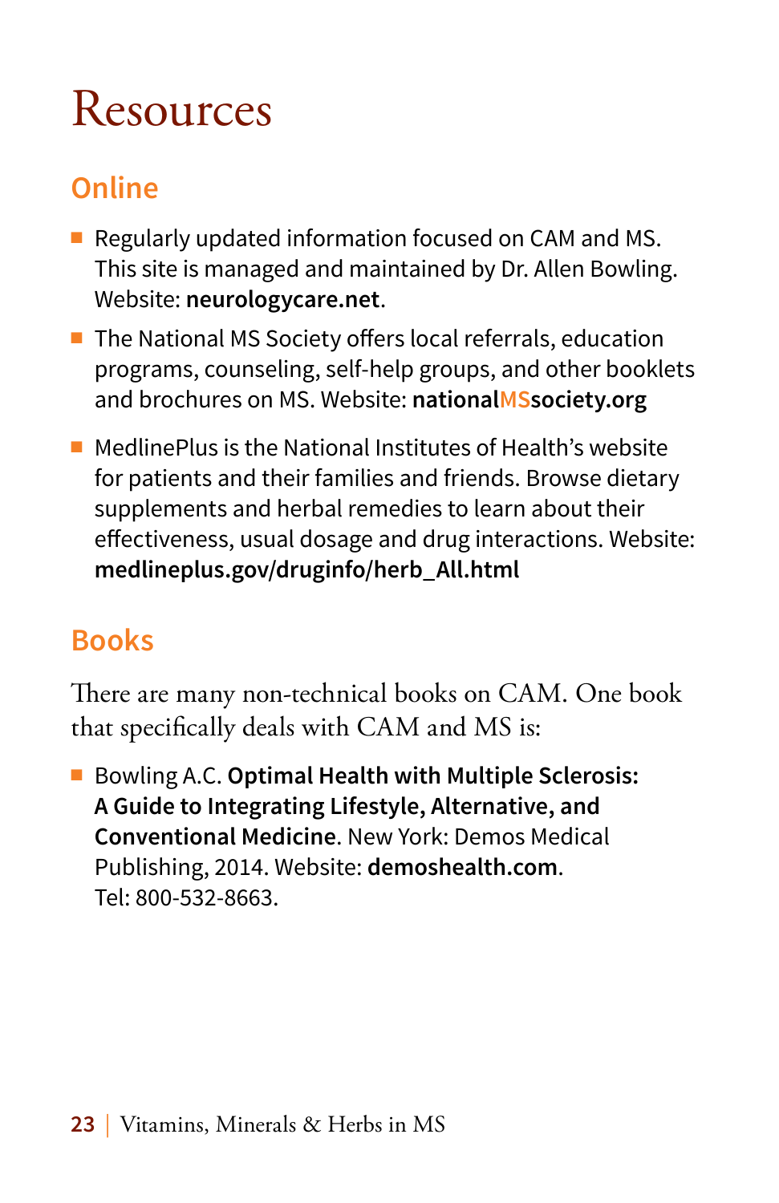# Resources

## Online

- Regularly updated information focused on CAM and MS. This site is managed and maintained by Dr. Allen Bowling. Website: **neurologycare.net**.
- The National MS Society offers local referrals, education programs, counseling, self-help groups, and other booklets and brochures on MS. Website: **nationalMSsociety.org**
- MedlinePlus is the National Institutes of Health's website for patients and their families and friends. Browse dietary supplements and herbal remedies to learn about their effectiveness, usual dosage and drug interactions. Website: **medlineplus.gov/druginfo/herb_All.html**

## Books

There are many non-technical books on CAM. One book that specifically deals with CAM and MS is:

- Bowling A.C. **Optimal Health with Multiple Sclerosis: A Guide to Integrating Lifestyle, Alternative, and Conventional Medicine**. New York: Demos Medical Publishing, 2014. Website: **demoshealth.com**. Tel: 800-532-8663.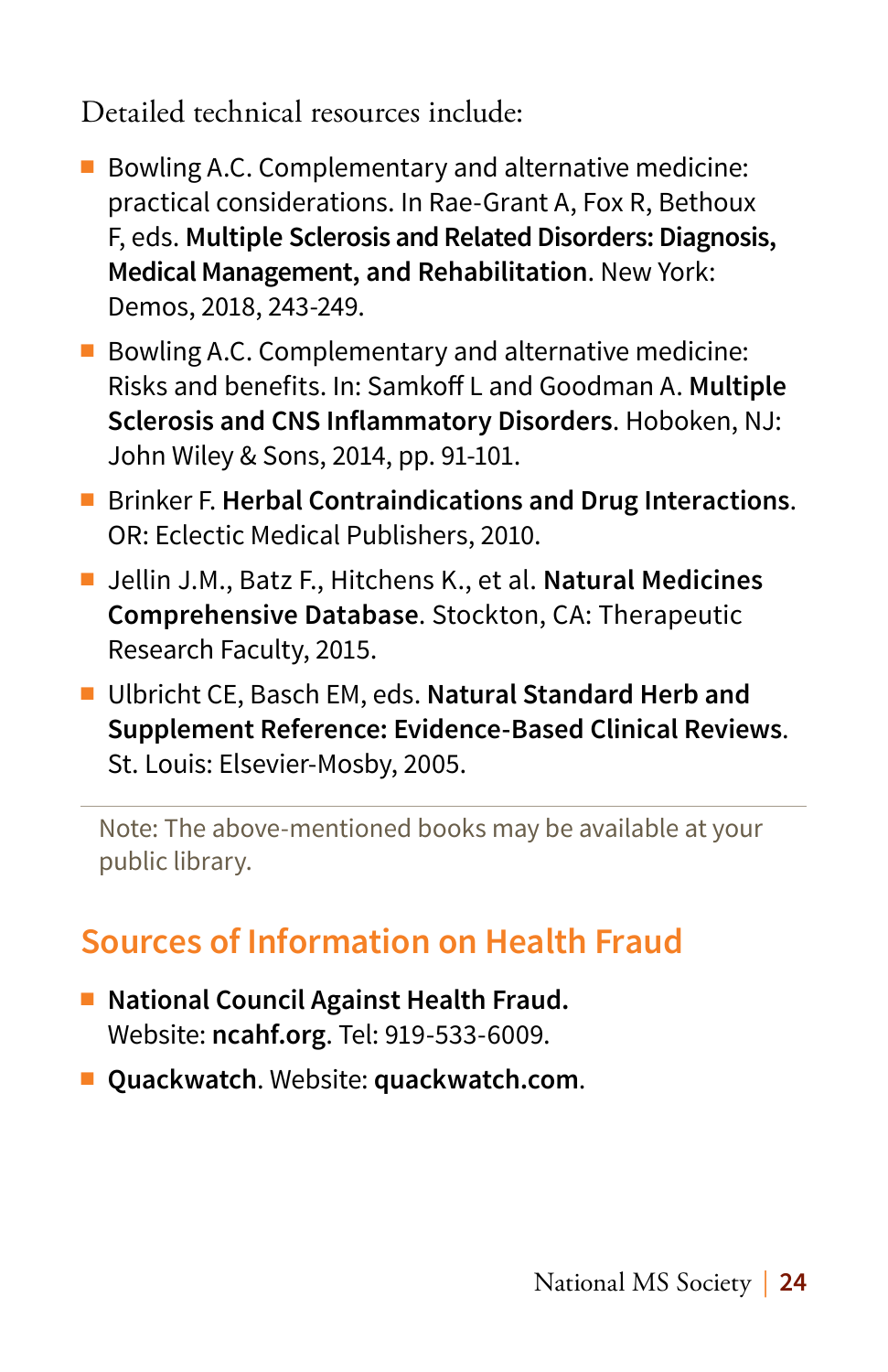Detailed technical resources include:

- Bowling A.C. Complementary and alternative medicine: practical considerations. In Rae-Grant A, Fox R, Bethoux F, eds. **Multiple Sclerosis and Related Disorders: Diagnosis, Medical Management, and Rehabilitation**. New York: Demos, 2018, 243-249.
- Bowling A.C. Complementary and alternative medicine: Risks and benefits. In: Samkoff L and Goodman A. **Multiple Sclerosis and CNS Inflammatory Disorders**. Hoboken, NJ: John Wiley & Sons, 2014, pp. 91-101.
- Brinker F. **Herbal Contraindications and Drug Interactions**. OR: Eclectic Medical Publishers, 2010.
- Jellin J.M., Batz F., Hitchens K., et al. **Natural Medicines Comprehensive Database**. Stockton, CA: Therapeutic Research Faculty, 2015.
- Ulbricht CE, Basch EM, eds. **Natural Standard Herb and Supplement Reference: Evidence-Based Clinical Reviews**. St. Louis: Elsevier-Mosby, 2005.

Note: The above-mentioned books may be available at your public library.

## Sources of Information on Health Fraud

- **National Council Against Health Fraud.** Website: **ncahf.org**. Tel: 919-533-6009.
- **Quackwatch**. Website: **quackwatch.com**.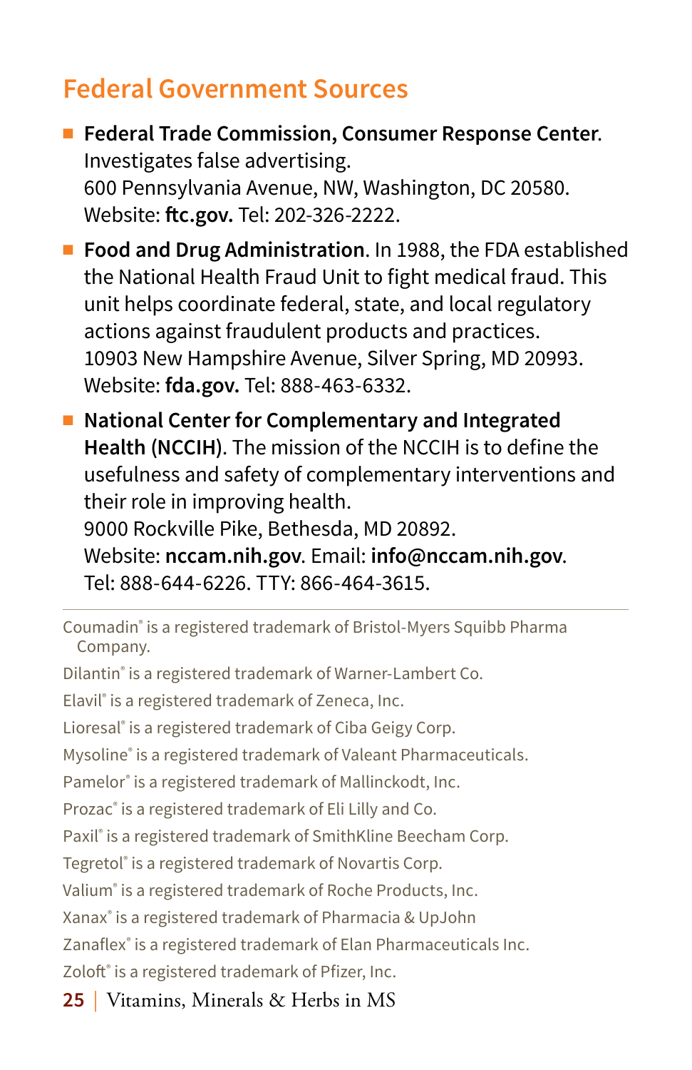## Federal Government Sources

- **Federal Trade Commission, Consumer Response Center**. Investigates false advertising.
  600 Pennsylvania Avenue, NW, Washington, DC 20580.
  Website: **ftc.gov.** Tel: 202-326-2222.
- **Food and Drug Administration**. In 1988, the FDA established the National Health Fraud Unit to fight medical fraud. This unit helps coordinate federal, state, and local regulatory actions against fraudulent products and practices.
  10903 New Hampshire Avenue, Silver Spring, MD 20993.
  Website: **fda.gov.** Tel: 888-463-6332.
- **National Center for Complementary and Integrated Health (NCCIH)**. The mission of the NCCIH is to define the usefulness and safety of complementary interventions and their role in improving health.
  9000 Rockville Pike, Bethesda, MD 20892.
  Website: **nccam.nih.gov**. Email: **info@nccam.nih.gov**.
  Tel: 888-644-6226. TTY: 866-464-3615.

---

Coumadin® is a registered trademark of Bristol-Myers Squibb Pharma Company.

Dilantin® is a registered trademark of Warner-Lambert Co.

Elavil® is a registered trademark of Zeneca, Inc.

Lioresal® is a registered trademark of Ciba Geigy Corp.

Mysoline® is a registered trademark of Valeant Pharmaceuticals.

Pamelor® is a registered trademark of Mallinckodt, Inc.

Prozac® is a registered trademark of Eli Lilly and Co.

Paxil® is a registered trademark of SmithKline Beecham Corp.

Tegretol® is a registered trademark of Novartis Corp.

Valium® is a registered trademark of Roche Products, Inc.

Xanax® is a registered trademark of Pharmacia & UpJohn

Zanaflex® is a registered trademark of Elan Pharmaceuticals Inc.

Zoloft® is a registered trademark of Pfizer, Inc.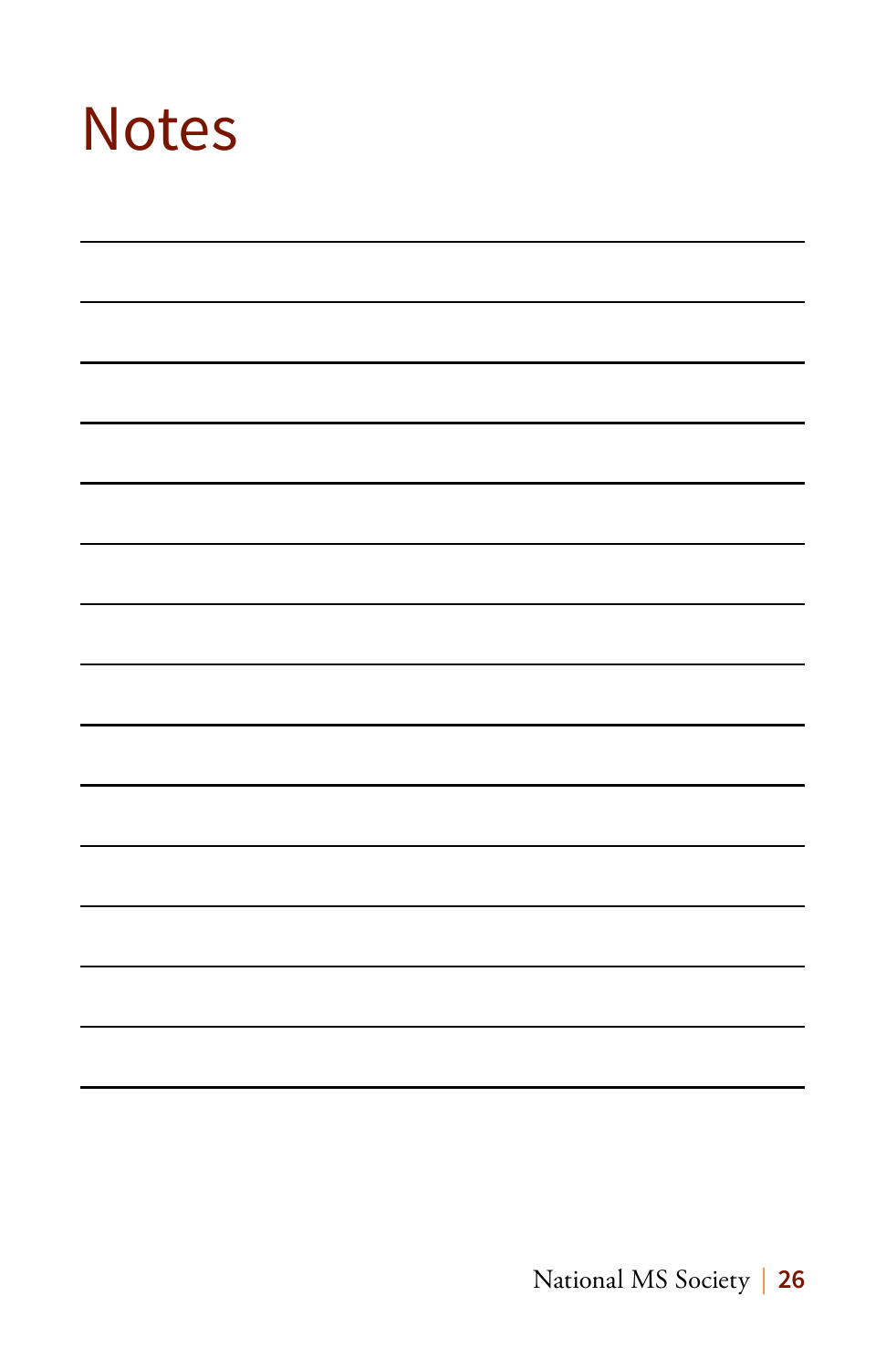# Notes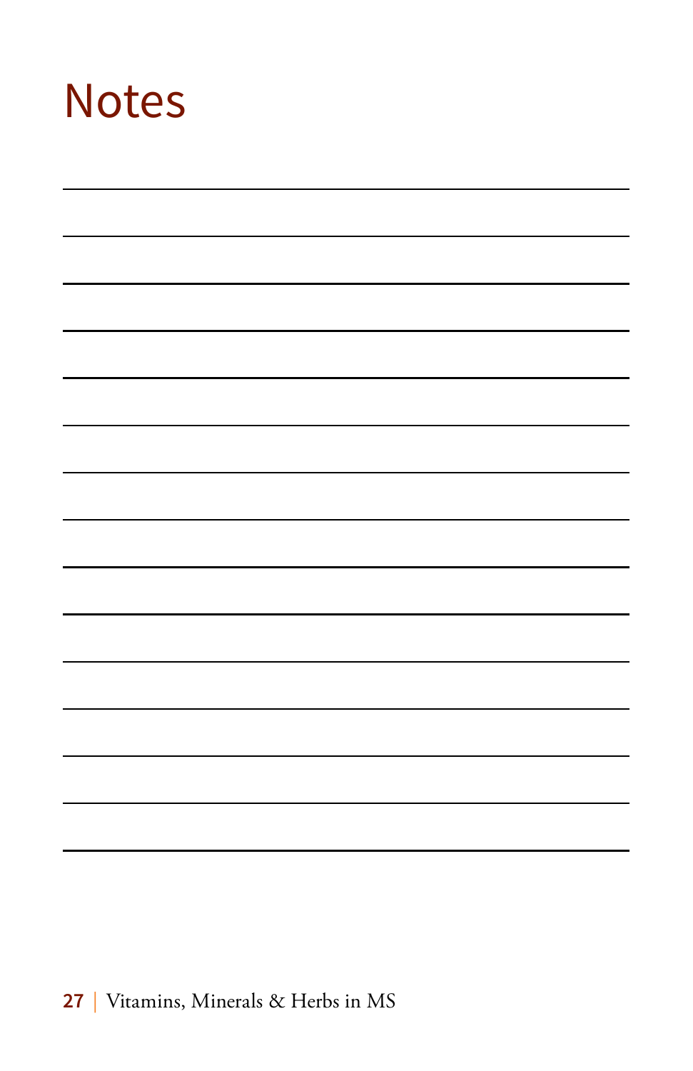# Notes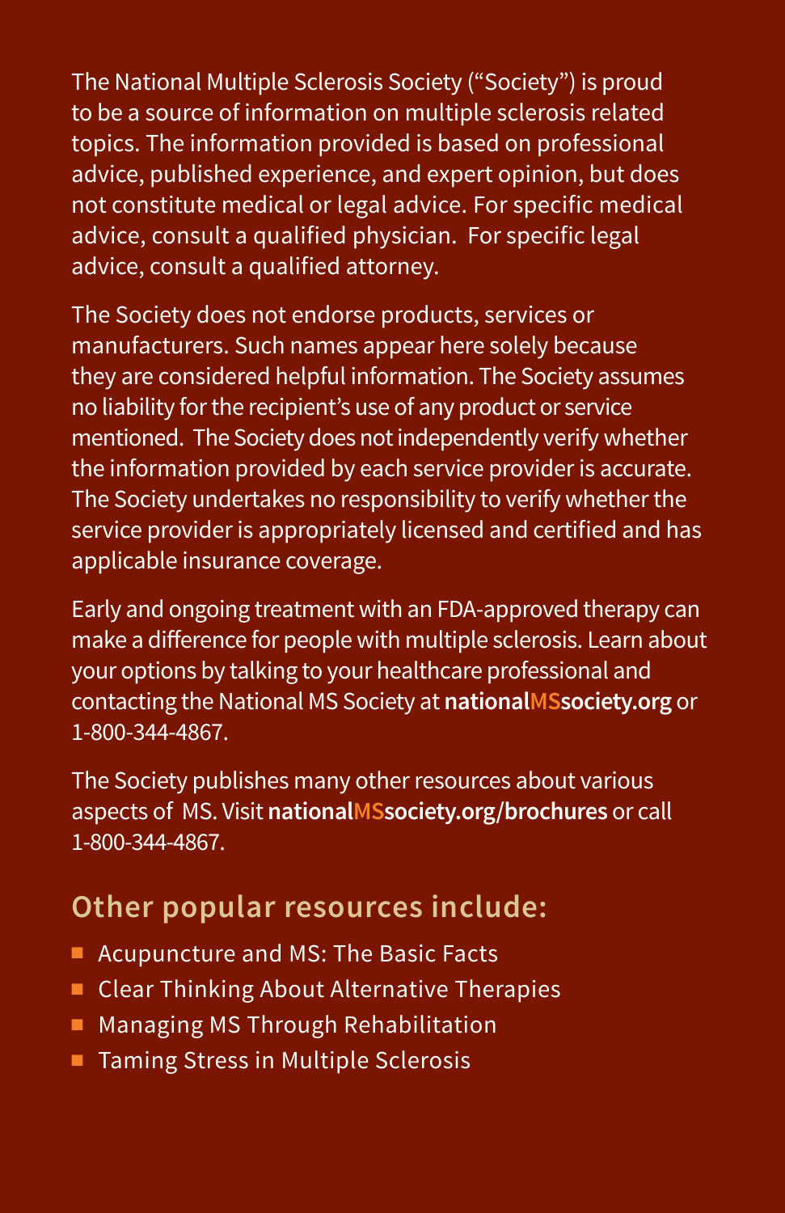The National Multiple Sclerosis Society ("Society") is proud to be a source of information on multiple sclerosis related topics. The information provided is based on professional advice, published experience, and expert opinion, but does not constitute medical or legal advice. For specific medical advice, consult a qualified physician. For specific legal advice, consult a qualified attorney.

The Society does not endorse products, services or manufacturers. Such names appear here solely because they are considered helpful information. The Society assumes no liability for the recipient's use of any product or service mentioned. The Society does not independently verify whether the information provided by each service provider is accurate. The Society undertakes no responsibility to verify whether the service provider is appropriately licensed and certified and has applicable insurance coverage.

Early and ongoing treatment with an FDA-approved therapy can make a difference for people with multiple sclerosis. Learn about your options by talking to your healthcare professional and contacting the National MS Society at **nationalMSsociety.org** or 1-800-344-4867.

The Society publishes many other resources about various aspects of MS. Visit **nationalMSsociety.org/brochures** or call 1-800-344-4867.

## Other popular resources include:

- Acupuncture and MS: The Basic Facts
- Clear Thinking About Alternative Therapies
- Managing MS Through Rehabilitation
- Taming Stress in Multiple Sclerosis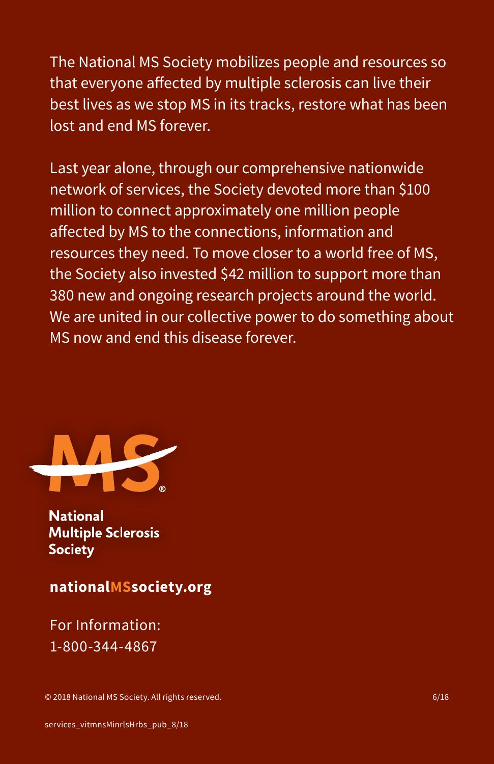The National MS Society mobilizes people and resources so that everyone affected by multiple sclerosis can live their best lives as we stop MS in its tracks, restore what has been lost and end MS forever.

Last year alone, through our comprehensive nationwide network of services, the Society devoted more than $100 million to connect approximately one million people affected by MS to the connections, information and resources they need. To move closer to a world free of MS, the Society also invested $42 million to support more than 380 new and ongoing research projects around the world. We are united in our collective power to do something about MS now and end this disease forever.

**National Multiple Sclerosis Society**

**nationalMSsociety.org**

For Information:
1-800-344-4867

© 2018 National MS Society. All rights reserved. 6/18

services_vitmnsMinrlsHrbs_pub_8/18